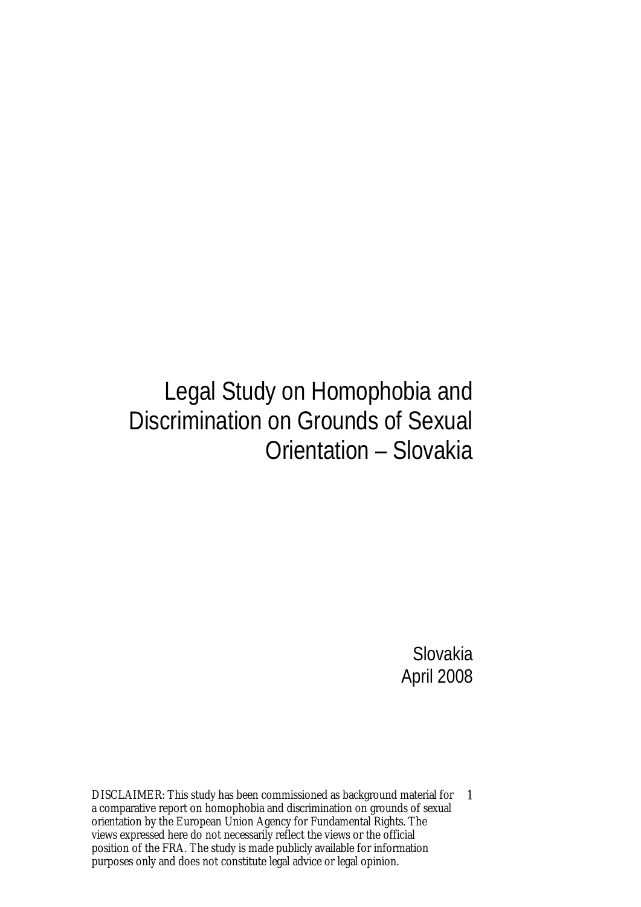# Legal Study on Homophobia and Discrimination on Grounds of Sexual Orientation – Slovakia

Slovakia
April 2008

DISCLAIMER: This study has been commissioned as background material for a comparative report on homophobia and discrimination on grounds of sexual orientation by the European Union Agency for Fundamental Rights. The views expressed here do not necessarily reflect the views or the official position of the FRA. The study is made publicly available for information purposes only and does not constitute legal advice or legal opinion.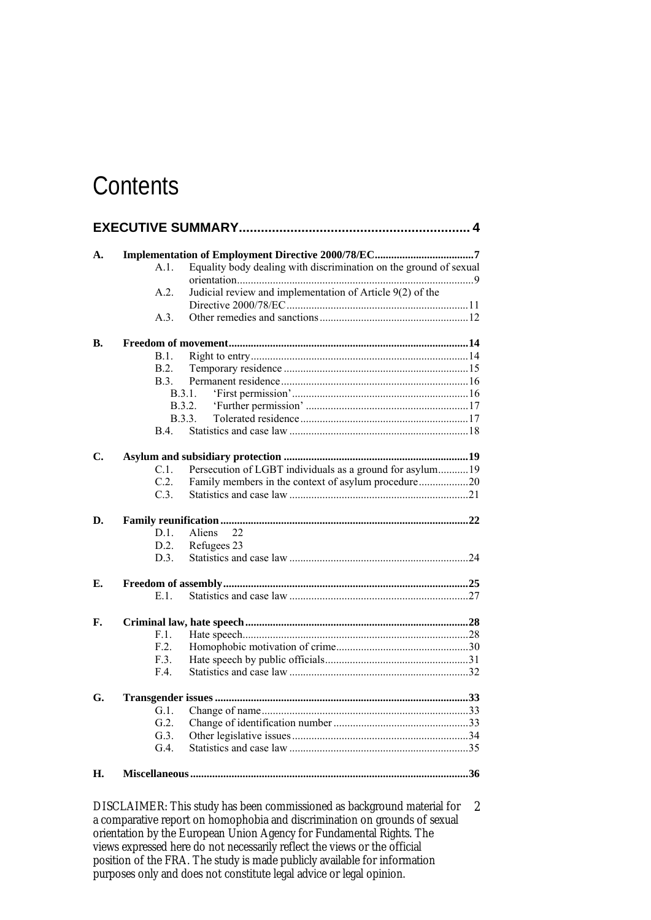# Contents

**EXECUTIVE SUMMARY** .... 4

**A. Implementation of Employment Directive 2000/78/EC** .... 7
- A.1. Equality body dealing with discrimination on the ground of sexual orientation .... 9
- A.2. Judicial review and implementation of Article 9(2) of the Directive 2000/78/EC .... 11
- A.3. Other remedies and sanctions .... 12

**B. Freedom of movement** .... 14
- B.1. Right to entry .... 14
- B.2. Temporary residence .... 15
- B.3. Permanent residence .... 16
  - B.3.1. 'First permission' .... 16
  - B.3.2. 'Further permission' .... 17
  - B.3.3. Tolerated residence .... 17
- B.4. Statistics and case law .... 18

**C. Asylum and subsidiary protection** .... 19
- C.1. Persecution of LGBT individuals as a ground for asylum .... 19
- C.2. Family members in the context of asylum procedure .... 20
- C.3. Statistics and case law .... 21

**D. Family reunification** .... 22
- D.1. Aliens 22
- D.2. Refugees 23
- D.3. Statistics and case law .... 24

**E. Freedom of assembly** .... 25
- E.1. Statistics and case law .... 27

**F. Criminal law, hate speech** .... 28
- F.1. Hate speech .... 28
- F.2. Homophobic motivation of crime .... 30
- F.3. Hate speech by public officials .... 31
- F.4. Statistics and case law .... 32

**G. Transgender issues** .... 33
- G.1. Change of name .... 33
- G.2. Change of identification number .... 33
- G.3. Other legislative issues .... 34
- G.4. Statistics and case law .... 35

**H. Miscellaneous** .... 36

DISCLAIMER: This study has been commissioned as background material for a comparative report on homophobia and discrimination on grounds of sexual orientation by the European Union Agency for Fundamental Rights. The views expressed here do not necessarily reflect the views or the official position of the FRA. The study is made publicly available for information purposes only and does not constitute legal advice or legal opinion.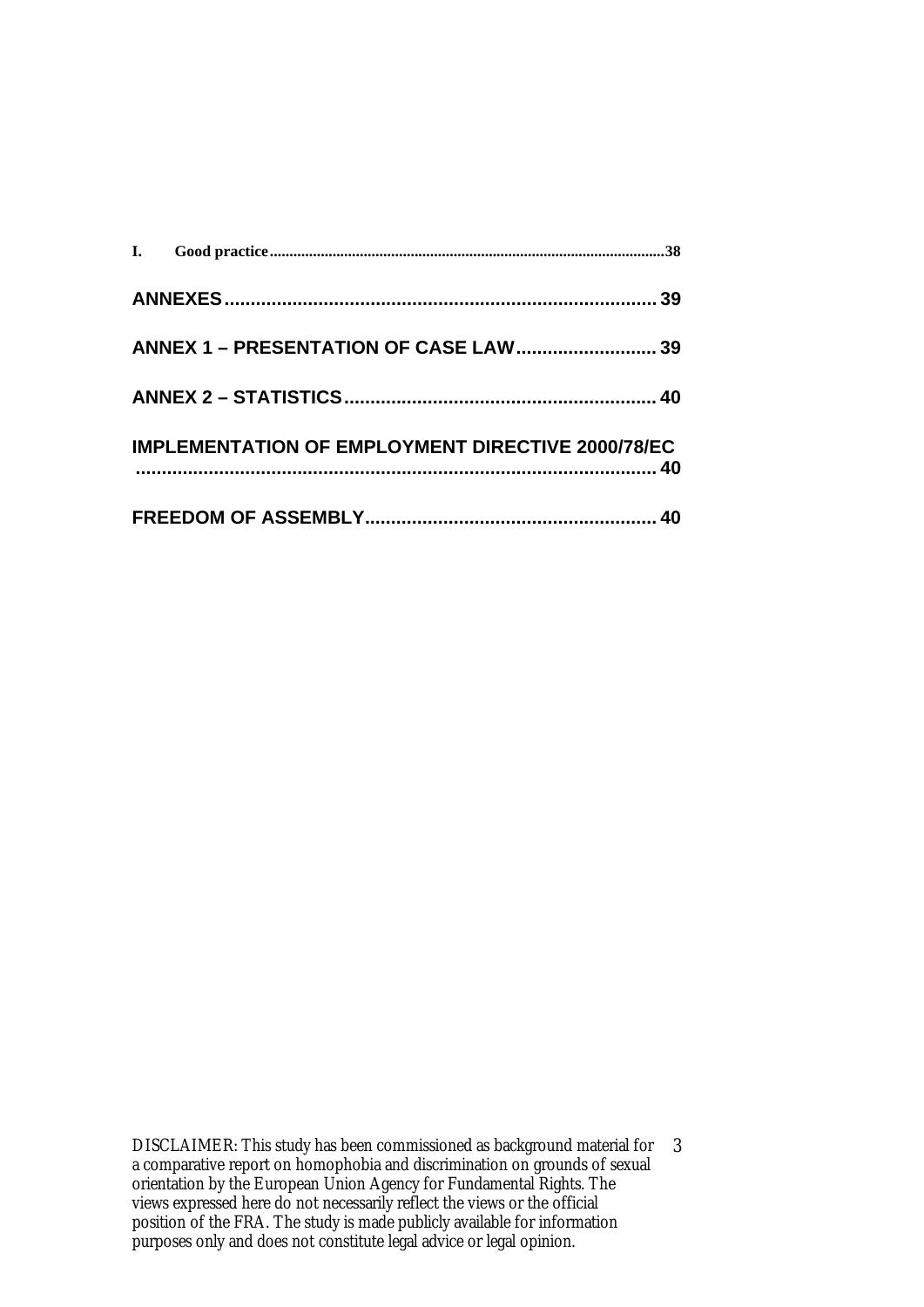I. Good practice......................................................................................................38

ANNEXES.................................................................................... 39

ANNEX 1 – PRESENTATION OF CASE LAW........................... 39

ANNEX 2 – STATISTICS............................................................ 40

IMPLEMENTATION OF EMPLOYMENT DIRECTIVE 2000/78/EC .................................................................................................... 40

FREEDOM OF ASSEMBLY........................................................ 40

DISCLAIMER: This study has been commissioned as background material for a comparative report on homophobia and discrimination on grounds of sexual orientation by the European Union Agency for Fundamental Rights. The views expressed here do not necessarily reflect the views or the official position of the FRA. The study is made publicly available for information purposes only and does not constitute legal advice or legal opinion.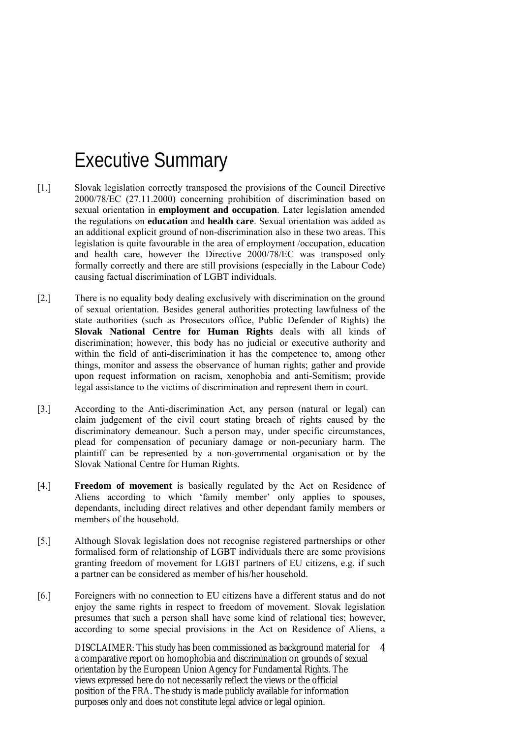# Executive Summary

[1.] Slovak legislation correctly transposed the provisions of the Council Directive 2000/78/EC (27.11.2000) concerning prohibition of discrimination based on sexual orientation in **employment and occupation**. Later legislation amended the regulations on **education** and **health care**. Sexual orientation was added as an additional explicit ground of non-discrimination also in these two areas. This legislation is quite favourable in the area of employment /occupation, education and health care, however the Directive 2000/78/EC was transposed only formally correctly and there are still provisions (especially in the Labour Code) causing factual discrimination of LGBT individuals.

[2.] There is no equality body dealing exclusively with discrimination on the ground of sexual orientation. Besides general authorities protecting lawfulness of the state authorities (such as Prosecutors office, Public Defender of Rights) the **Slovak National Centre for Human Rights** deals with all kinds of discrimination; however, this body has no judicial or executive authority and within the field of anti-discrimination it has the competence to, among other things, monitor and assess the observance of human rights; gather and provide upon request information on racism, xenophobia and anti-Semitism; provide legal assistance to the victims of discrimination and represent them in court.

[3.] According to the Anti-discrimination Act, any person (natural or legal) can claim judgement of the civil court stating breach of rights caused by the discriminatory demeanour. Such a person may, under specific circumstances, plead for compensation of pecuniary damage or non-pecuniary harm. The plaintiff can be represented by a non-governmental organisation or by the Slovak National Centre for Human Rights.

[4.] **Freedom of movement** is basically regulated by the Act on Residence of Aliens according to which 'family member' only applies to spouses, dependants, including direct relatives and other dependant family members or members of the household.

[5.] Although Slovak legislation does not recognise registered partnerships or other formalised form of relationship of LGBT individuals there are some provisions granting freedom of movement for LGBT partners of EU citizens, e.g. if such a partner can be considered as member of his/her household.

[6.] Foreigners with no connection to EU citizens have a different status and do not enjoy the same rights in respect to freedom of movement. Slovak legislation presumes that such a person shall have some kind of relational ties; however, according to some special provisions in the Act on Residence of Aliens, a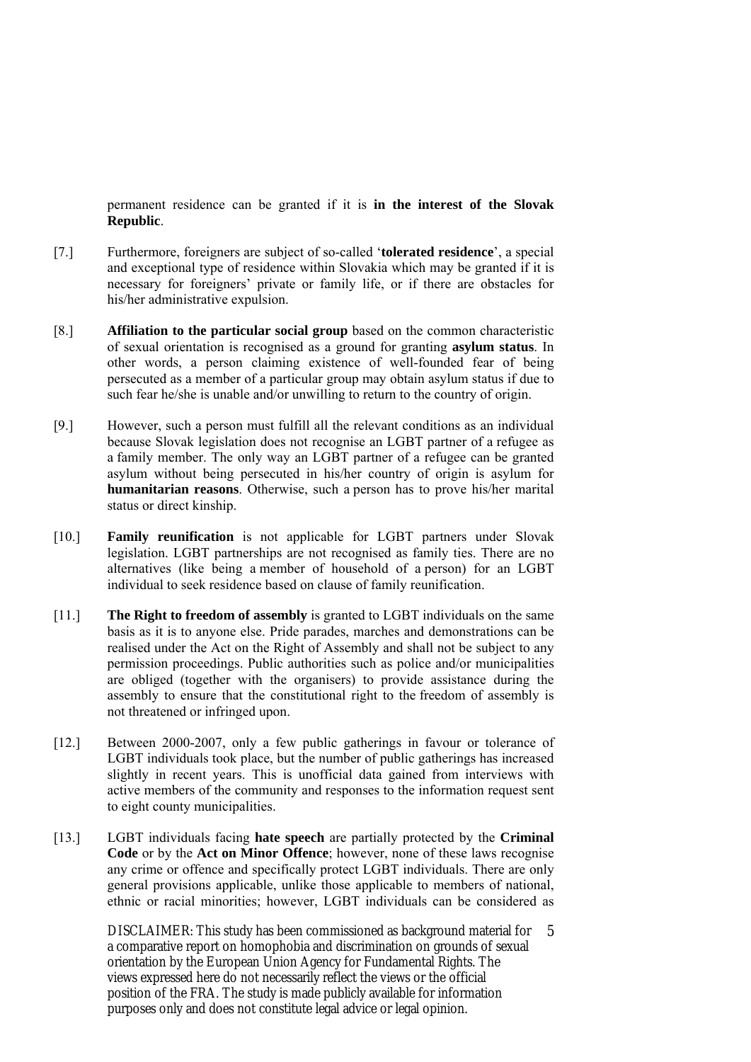permanent residence can be granted if it is **in the interest of the Slovak Republic**.

[7.] Furthermore, foreigners are subject of so-called '**tolerated residence**', a special and exceptional type of residence within Slovakia which may be granted if it is necessary for foreigners' private or family life, or if there are obstacles for his/her administrative expulsion.

[8.] **Affiliation to the particular social group** based on the common characteristic of sexual orientation is recognised as a ground for granting **asylum status**. In other words, a person claiming existence of well-founded fear of being persecuted as a member of a particular group may obtain asylum status if due to such fear he/she is unable and/or unwilling to return to the country of origin.

[9.] However, such a person must fulfill all the relevant conditions as an individual because Slovak legislation does not recognise an LGBT partner of a refugee as a family member. The only way an LGBT partner of a refugee can be granted asylum without being persecuted in his/her country of origin is asylum for **humanitarian reasons**. Otherwise, such a person has to prove his/her marital status or direct kinship.

[10.] **Family reunification** is not applicable for LGBT partners under Slovak legislation. LGBT partnerships are not recognised as family ties. There are no alternatives (like being a member of household of a person) for an LGBT individual to seek residence based on clause of family reunification.

[11.] **The Right to freedom of assembly** is granted to LGBT individuals on the same basis as it is to anyone else. Pride parades, marches and demonstrations can be realised under the Act on the Right of Assembly and shall not be subject to any permission proceedings. Public authorities such as police and/or municipalities are obliged (together with the organisers) to provide assistance during the assembly to ensure that the constitutional right to the freedom of assembly is not threatened or infringed upon.

[12.] Between 2000-2007, only a few public gatherings in favour or tolerance of LGBT individuals took place, but the number of public gatherings has increased slightly in recent years. This is unofficial data gained from interviews with active members of the community and responses to the information request sent to eight county municipalities.

[13.] LGBT individuals facing **hate speech** are partially protected by the **Criminal Code** or by the **Act on Minor Offence**; however, none of these laws recognise any crime or offence and specifically protect LGBT individuals. There are only general provisions applicable, unlike those applicable to members of national, ethnic or racial minorities; however, LGBT individuals can be considered as

DISCLAIMER: This study has been commissioned as background material for a comparative report on homophobia and discrimination on grounds of sexual orientation by the European Union Agency for Fundamental Rights. The views expressed here do not necessarily reflect the views or the official position of the FRA. The study is made publicly available for information purposes only and does not constitute legal advice or legal opinion.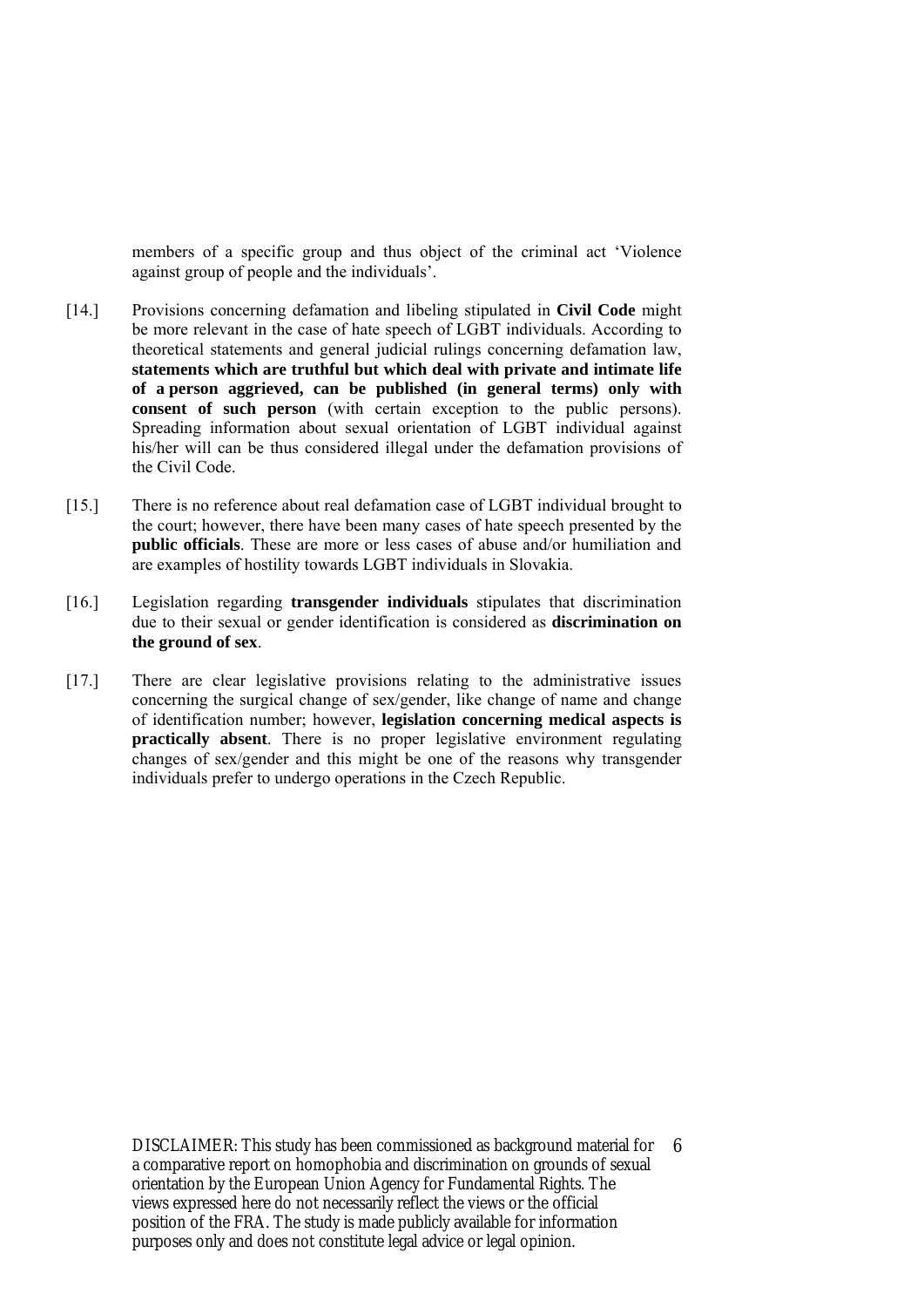members of a specific group and thus object of the criminal act 'Violence against group of people and the individuals'.

[14.] Provisions concerning defamation and libeling stipulated in **Civil Code** might be more relevant in the case of hate speech of LGBT individuals. According to theoretical statements and general judicial rulings concerning defamation law, **statements which are truthful but which deal with private and intimate life of a person aggrieved, can be published (in general terms) only with consent of such person** (with certain exception to the public persons). Spreading information about sexual orientation of LGBT individual against his/her will can be thus considered illegal under the defamation provisions of the Civil Code.

[15.] There is no reference about real defamation case of LGBT individual brought to the court; however, there have been many cases of hate speech presented by the **public officials**. These are more or less cases of abuse and/or humiliation and are examples of hostility towards LGBT individuals in Slovakia.

[16.] Legislation regarding **transgender individuals** stipulates that discrimination due to their sexual or gender identification is considered as **discrimination on the ground of sex**.

[17.] There are clear legislative provisions relating to the administrative issues concerning the surgical change of sex/gender, like change of name and change of identification number; however, **legislation concerning medical aspects is practically absent**. There is no proper legislative environment regulating changes of sex/gender and this might be one of the reasons why transgender individuals prefer to undergo operations in the Czech Republic.

DISCLAIMER: This study has been commissioned as background material for a comparative report on homophobia and discrimination on grounds of sexual orientation by the European Union Agency for Fundamental Rights. The views expressed here do not necessarily reflect the views or the official position of the FRA. The study is made publicly available for information purposes only and does not constitute legal advice or legal opinion.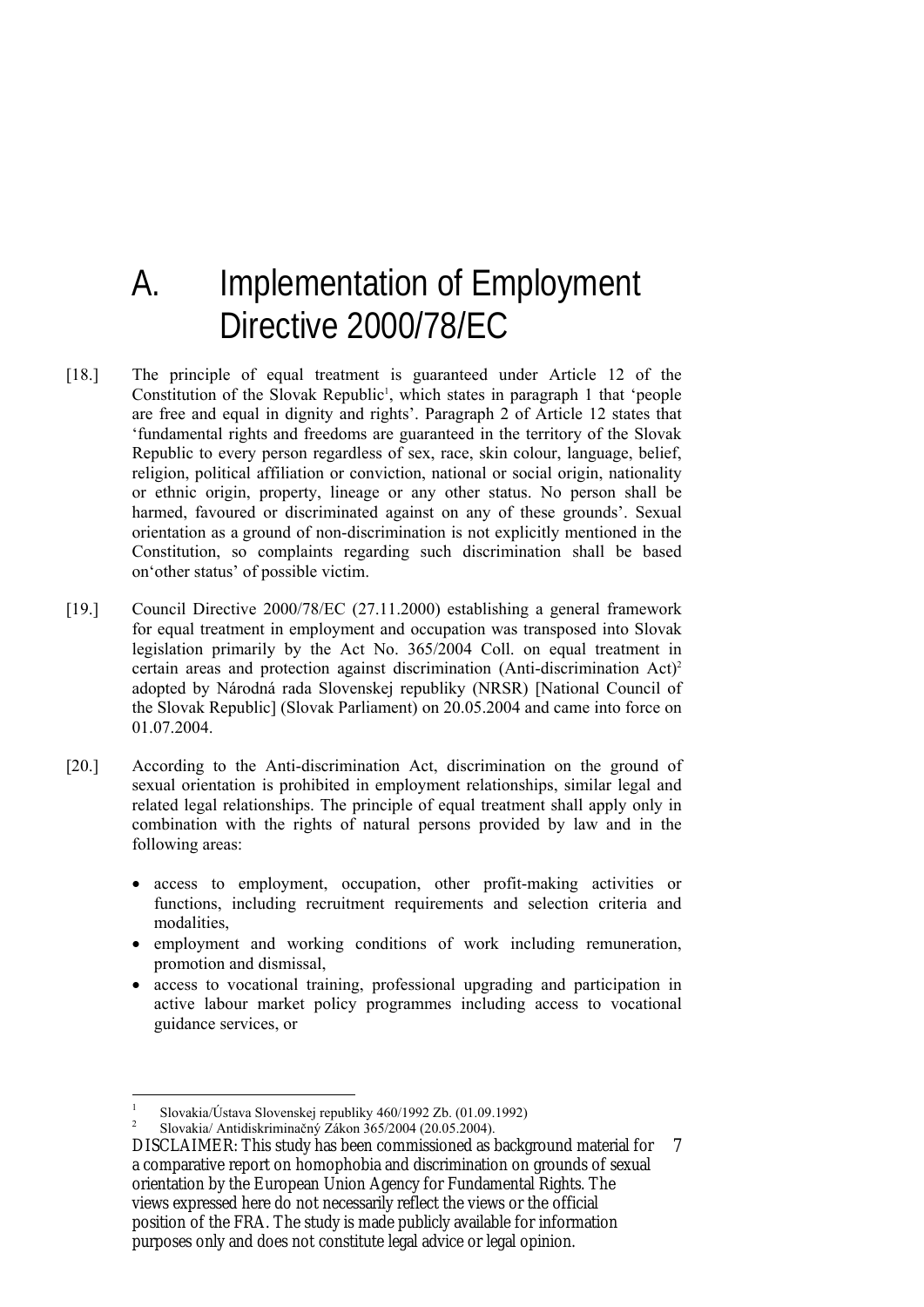# A. Implementation of Employment Directive 2000/78/EC

[18.] The principle of equal treatment is guaranteed under Article 12 of the Constitution of the Slovak Republic[1], which states in paragraph 1 that 'people are free and equal in dignity and rights'. Paragraph 2 of Article 12 states that 'fundamental rights and freedoms are guaranteed in the territory of the Slovak Republic to every person regardless of sex, race, skin colour, language, belief, religion, political affiliation or conviction, national or social origin, nationality or ethnic origin, property, lineage or any other status. No person shall be harmed, favoured or discriminated against on any of these grounds'. Sexual orientation as a ground of non-discrimination is not explicitly mentioned in the Constitution, so complaints regarding such discrimination shall be based on'other status' of possible victim.

[19.] Council Directive 2000/78/EC (27.11.2000) establishing a general framework for equal treatment in employment and occupation was transposed into Slovak legislation primarily by the Act No. 365/2004 Coll. on equal treatment in certain areas and protection against discrimination (Anti-discrimination Act)[2] adopted by Národná rada Slovenskej republiky (NRSR) [National Council of the Slovak Republic] (Slovak Parliament) on 20.05.2004 and came into force on 01.07.2004.

[20.] According to the Anti-discrimination Act, discrimination on the ground of sexual orientation is prohibited in employment relationships, similar legal and related legal relationships. The principle of equal treatment shall apply only in combination with the rights of natural persons provided by law and in the following areas:

- access to employment, occupation, other profit-making activities or functions, including recruitment requirements and selection criteria and modalities,
- employment and working conditions of work including remuneration, promotion and dismissal,
- access to vocational training, professional upgrading and participation in active labour market policy programmes including access to vocational guidance services, or

[1] Slovakia/Ústava Slovenskej republiky 460/1992 Zb. (01.09.1992)

[2] Slovakia/ Antidiskriminačný Zákon 365/2004 (20.05.2004).

DISCLAIMER: This study has been commissioned as background material for a comparative report on homophobia and discrimination on grounds of sexual orientation by the European Union Agency for Fundamental Rights. The views expressed here do not necessarily reflect the views or the official position of the FRA. The study is made publicly available for information purposes only and does not constitute legal advice or legal opinion.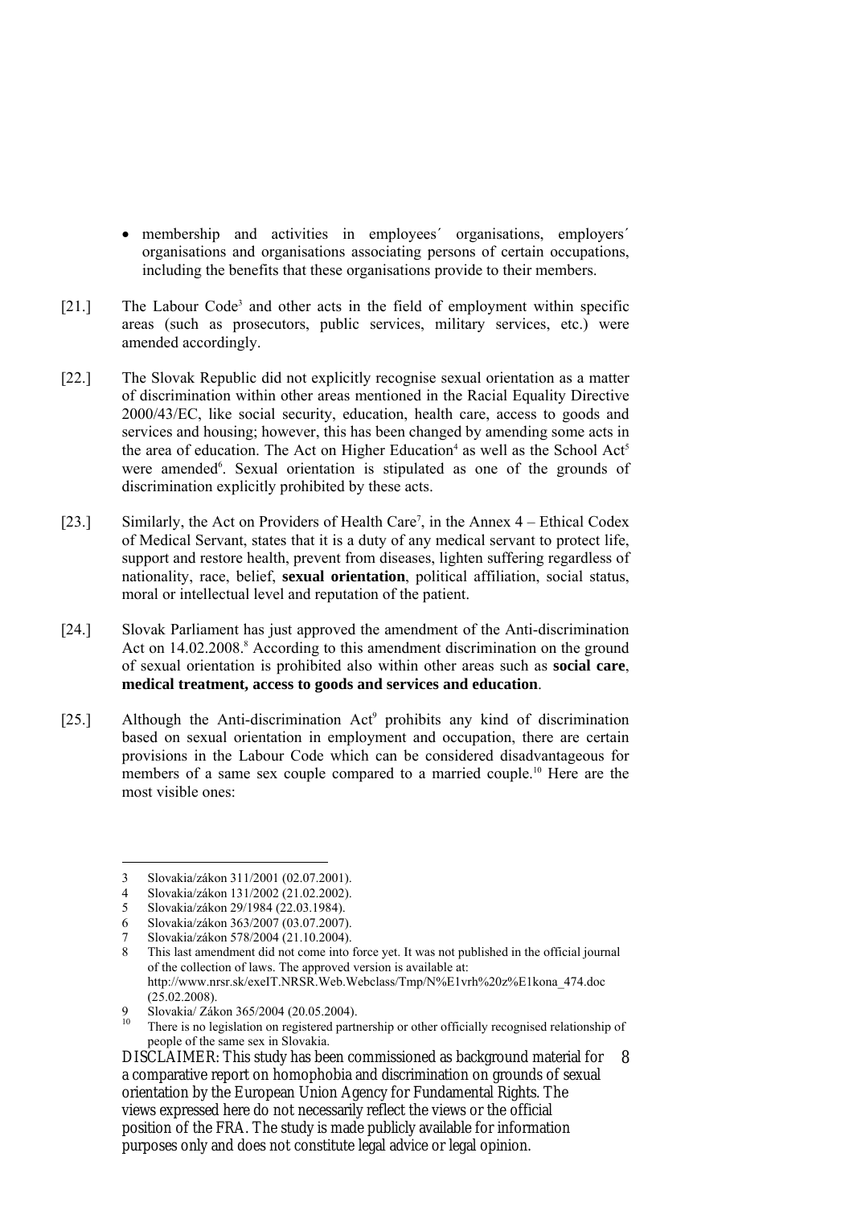- membership and activities in employees´ organisations, employers´ organisations and organisations associating persons of certain occupations, including the benefits that these organisations provide to their members.

[21.] The Labour Code[3] and other acts in the field of employment within specific areas (such as prosecutors, public services, military services, etc.) were amended accordingly.

[22.] The Slovak Republic did not explicitly recognise sexual orientation as a matter of discrimination within other areas mentioned in the Racial Equality Directive 2000/43/EC, like social security, education, health care, access to goods and services and housing; however, this has been changed by amending some acts in the area of education. The Act on Higher Education[4] as well as the School Act[5] were amended[6]. Sexual orientation is stipulated as one of the grounds of discrimination explicitly prohibited by these acts.

[23.] Similarly, the Act on Providers of Health Care[7], in the Annex 4 – Ethical Codex of Medical Servant, states that it is a duty of any medical servant to protect life, support and restore health, prevent from diseases, lighten suffering regardless of nationality, race, belief, **sexual orientation**, political affiliation, social status, moral or intellectual level and reputation of the patient.

[24.] Slovak Parliament has just approved the amendment of the Anti-discrimination Act on 14.02.2008.[8] According to this amendment discrimination on the ground of sexual orientation is prohibited also within other areas such as **social care**, **medical treatment, access to goods and services and education**.

[25.] Although the Anti-discrimination Act[9] prohibits any kind of discrimination based on sexual orientation in employment and occupation, there are certain provisions in the Labour Code which can be considered disadvantageous for members of a same sex couple compared to a married couple.[10] Here are the most visible ones:

---

3 Slovakia/zákon 311/2001 (02.07.2001).

4 Slovakia/zákon 131/2002 (21.02.2002).

5 Slovakia/zákon 29/1984 (22.03.1984).

6 Slovakia/zákon 363/2007 (03.07.2007).

7 Slovakia/zákon 578/2004 (21.10.2004).

8 This last amendment did not come into force yet. It was not published in the official journal of the collection of laws. The approved version is available at: http://www.nrsr.sk/exeIT.NRSR.Web.Webclass/Tmp/N%E1vrh%20z%E1kona_474.doc (25.02.2008).

9 Slovakia/ Zákon 365/2004 (20.05.2004).

10 There is no legislation on registered partnership or other officially recognised relationship of people of the same sex in Slovakia.

DISCLAIMER: This study has been commissioned as background material for a comparative report on homophobia and discrimination on grounds of sexual orientation by the European Union Agency for Fundamental Rights. The views expressed here do not necessarily reflect the views or the official position of the FRA. The study is made publicly available for information purposes only and does not constitute legal advice or legal opinion.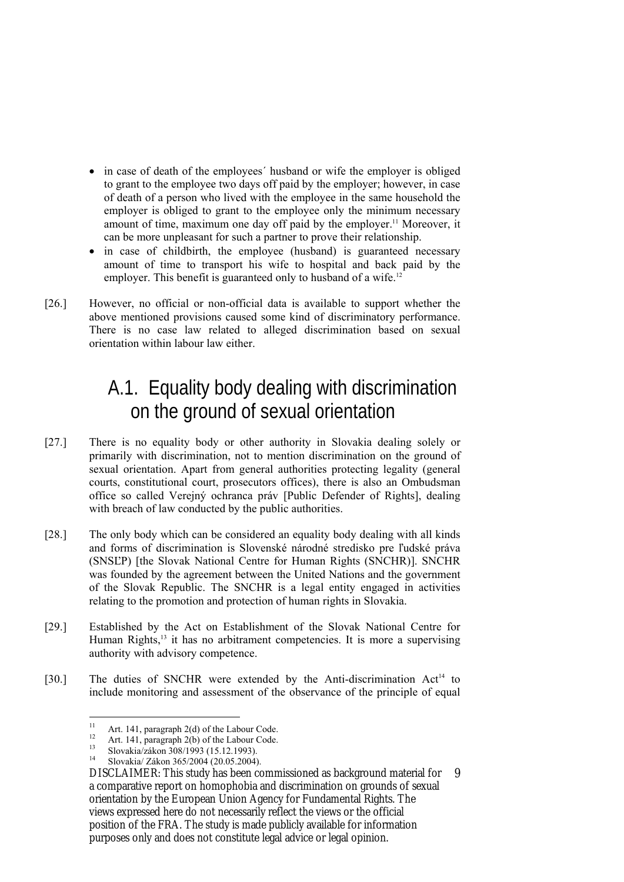- in case of death of the employees´ husband or wife the employer is obliged to grant to the employee two days off paid by the employer; however, in case of death of a person who lived with the employee in the same household the employer is obliged to grant to the employee only the minimum necessary amount of time, maximum one day off paid by the employer.[11] Moreover, it can be more unpleasant for such a partner to prove their relationship.
- in case of childbirth, the employee (husband) is guaranteed necessary amount of time to transport his wife to hospital and back paid by the employer. This benefit is guaranteed only to husband of a wife.[12]

[26.] However, no official or non-official data is available to support whether the above mentioned provisions caused some kind of discriminatory performance. There is no case law related to alleged discrimination based on sexual orientation within labour law either.

## A.1. Equality body dealing with discrimination on the ground of sexual orientation

[27.] There is no equality body or other authority in Slovakia dealing solely or primarily with discrimination, not to mention discrimination on the ground of sexual orientation. Apart from general authorities protecting legality (general courts, constitutional court, prosecutors offices), there is also an Ombudsman office so called Verejný ochranca práv [Public Defender of Rights], dealing with breach of law conducted by the public authorities.

[28.] The only body which can be considered an equality body dealing with all kinds and forms of discrimination is Slovenské národné stredisko pre ľudské práva (SNSĽP) [the Slovak National Centre for Human Rights (SNCHR)]. SNCHR was founded by the agreement between the United Nations and the government of the Slovak Republic. The SNCHR is a legal entity engaged in activities relating to the promotion and protection of human rights in Slovakia.

[29.] Established by the Act on Establishment of the Slovak National Centre for Human Rights,[13] it has no arbitrament competencies. It is more a supervising authority with advisory competence.

[30.] The duties of SNCHR were extended by the Anti-discrimination Act[14] to include monitoring and assessment of the observance of the principle of equal

[11] Art. 141, paragraph 2(d) of the Labour Code.

[12] Art. 141, paragraph 2(b) of the Labour Code.

[13] Slovakia/zákon 308/1993 (15.12.1993).

[14] Slovakia/ Zákon 365/2004 (20.05.2004).

DISCLAIMER: This study has been commissioned as background material for a comparative report on homophobia and discrimination on grounds of sexual orientation by the European Union Agency for Fundamental Rights. The views expressed here do not necessarily reflect the views or the official position of the FRA. The study is made publicly available for information purposes only and does not constitute legal advice or legal opinion.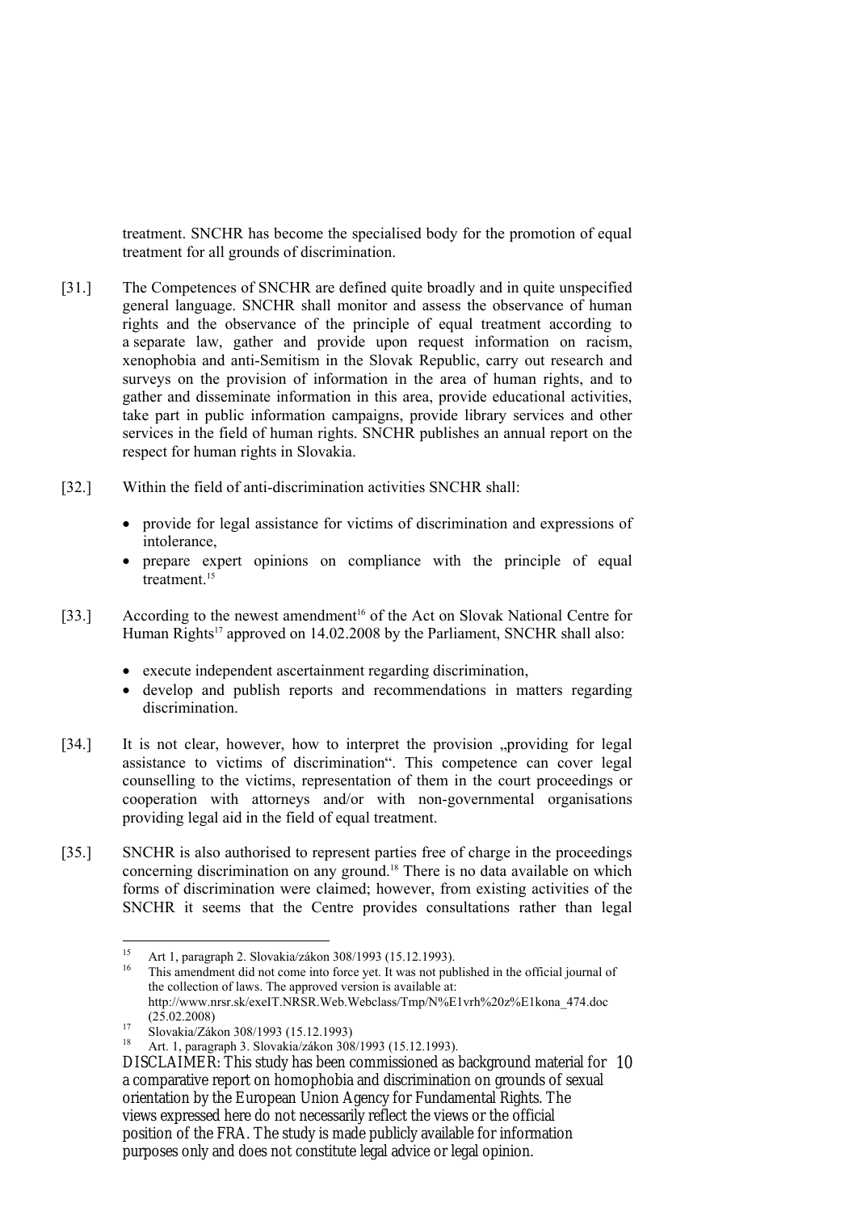treatment. SNCHR has become the specialised body for the promotion of equal treatment for all grounds of discrimination.

[31.] The Competences of SNCHR are defined quite broadly and in quite unspecified general language. SNCHR shall monitor and assess the observance of human rights and the observance of the principle of equal treatment according to a separate law, gather and provide upon request information on racism, xenophobia and anti-Semitism in the Slovak Republic, carry out research and surveys on the provision of information in the area of human rights, and to gather and disseminate information in this area, provide educational activities, take part in public information campaigns, provide library services and other services in the field of human rights. SNCHR publishes an annual report on the respect for human rights in Slovakia.

[32.] Within the field of anti-discrimination activities SNCHR shall:

- provide for legal assistance for victims of discrimination and expressions of intolerance,
- prepare expert opinions on compliance with the principle of equal treatment.[15]

[33.] According to the newest amendment[16] of the Act on Slovak National Centre for Human Rights[17] approved on 14.02.2008 by the Parliament, SNCHR shall also:

- execute independent ascertainment regarding discrimination,
- develop and publish reports and recommendations in matters regarding discrimination.

[34.] It is not clear, however, how to interpret the provision „providing for legal assistance to victims of discrimination". This competence can cover legal counselling to the victims, representation of them in the court proceedings or cooperation with attorneys and/or with non-governmental organisations providing legal aid in the field of equal treatment.

[35.] SNCHR is also authorised to represent parties free of charge in the proceedings concerning discrimination on any ground.[18] There is no data available on which forms of discrimination were claimed; however, from existing activities of the SNCHR it seems that the Centre provides consultations rather than legal

---

[15] Art 1, paragraph 2. Slovakia/zákon 308/1993 (15.12.1993).

[16] This amendment did not come into force yet. It was not published in the official journal of the collection of laws. The approved version is available at: http://www.nrsr.sk/exeIT.NRSR.Web.Webclass/Tmp/N%E1vrh%20z%E1kona_474.doc (25.02.2008)

[17] Slovakia/Zákon 308/1993 (15.12.1993)

[18] Art. 1, paragraph 3. Slovakia/zákon 308/1993 (15.12.1993).

DISCLAIMER: This study has been commissioned as background material for a comparative report on homophobia and discrimination on grounds of sexual orientation by the European Union Agency for Fundamental Rights. The views expressed here do not necessarily reflect the views or the official position of the FRA. The study is made publicly available for information purposes only and does not constitute legal advice or legal opinion.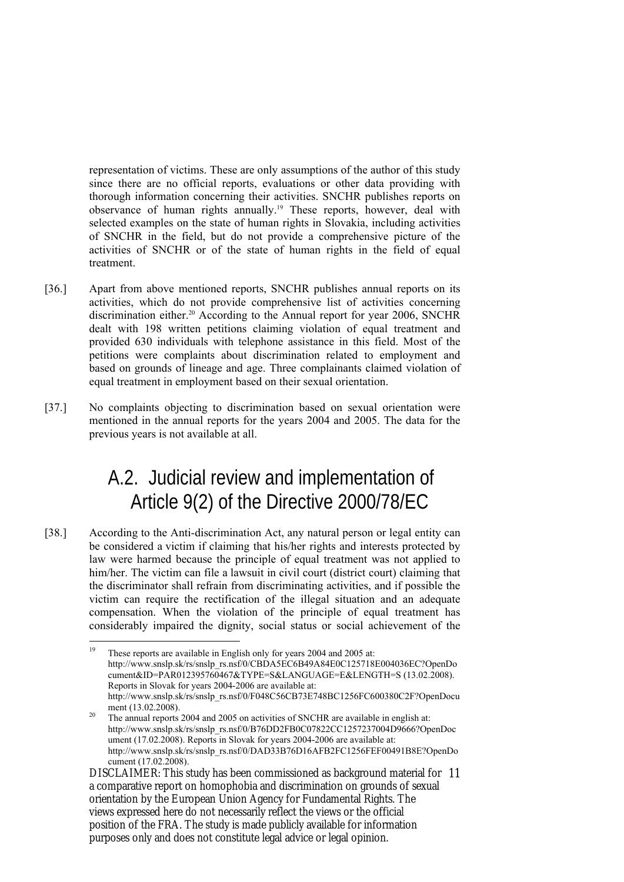representation of victims. These are only assumptions of the author of this study since there are no official reports, evaluations or other data providing with thorough information concerning their activities. SNCHR publishes reports on observance of human rights annually.[19] These reports, however, deal with selected examples on the state of human rights in Slovakia, including activities of SNCHR in the field, but do not provide a comprehensive picture of the activities of SNCHR or of the state of human rights in the field of equal treatment.

[36.] Apart from above mentioned reports, SNCHR publishes annual reports on its activities, which do not provide comprehensive list of activities concerning discrimination either.[20] According to the Annual report for year 2006, SNCHR dealt with 198 written petitions claiming violation of equal treatment and provided 630 individuals with telephone assistance in this field. Most of the petitions were complaints about discrimination related to employment and based on grounds of lineage and age. Three complainants claimed violation of equal treatment in employment based on their sexual orientation.

[37.] No complaints objecting to discrimination based on sexual orientation were mentioned in the annual reports for the years 2004 and 2005. The data for the previous years is not available at all.

## A.2. Judicial review and implementation of Article 9(2) of the Directive 2000/78/EC

[38.] According to the Anti-discrimination Act, any natural person or legal entity can be considered a victim if claiming that his/her rights and interests protected by law were harmed because the principle of equal treatment was not applied to him/her. The victim can file a lawsuit in civil court (district court) claiming that the discriminator shall refrain from discriminating activities, and if possible the victim can require the rectification of the illegal situation and an adequate compensation. When the violation of the principle of equal treatment has considerably impaired the dignity, social status or social achievement of the

---

[19] These reports are available in English only for years 2004 and 2005 at: http://www.snslp.sk/rs/snslp_rs.nsf/0/CBDA5EC6B49A84E0C125718E004036EC?OpenDocument&ID=PAR012395760467&TYPE=S&LANGUAGE=E&LENGTH=S (13.02.2008). Reports in Slovak for years 2004-2006 are available at: http://www.snslp.sk/rs/snslp_rs.nsf/0/F048C56CB73E748BC1256FC600380C2F?OpenDocument (13.02.2008).

[20] The annual reports 2004 and 2005 on activities of SNCHR are available in english at: http://www.snslp.sk/rs/snslp_rs.nsf/0/B76DD2FB0C07822CC1257237004D9666?OpenDocument (17.02.2008). Reports in Slovak for years 2004-2006 are available at: http://www.snslp.sk/rs/snslp_rs.nsf/0/DAD33B76D16AFB2FC1256FEF00491B8E?OpenDocument (17.02.2008).

DISCLAIMER: This study has been commissioned as background material for a comparative report on homophobia and discrimination on grounds of sexual orientation by the European Union Agency for Fundamental Rights. The views expressed here do not necessarily reflect the views or the official position of the FRA. The study is made publicly available for information purposes only and does not constitute legal advice or legal opinion.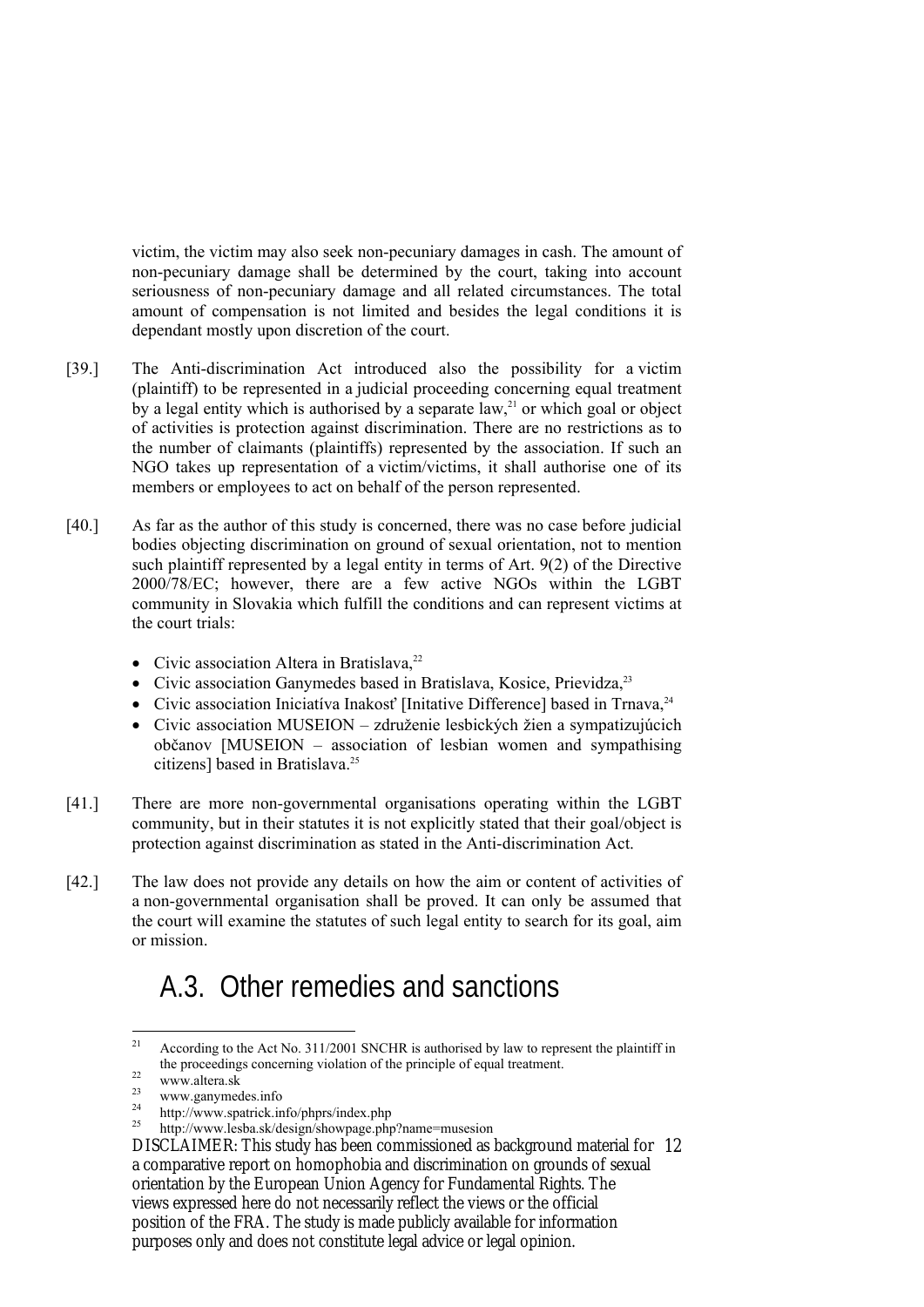victim, the victim may also seek non-pecuniary damages in cash. The amount of non-pecuniary damage shall be determined by the court, taking into account seriousness of non-pecuniary damage and all related circumstances. The total amount of compensation is not limited and besides the legal conditions it is dependant mostly upon discretion of the court.

[39.] The Anti-discrimination Act introduced also the possibility for a victim (plaintiff) to be represented in a judicial proceeding concerning equal treatment by a legal entity which is authorised by a separate law,[21] or which goal or object of activities is protection against discrimination. There are no restrictions as to the number of claimants (plaintiffs) represented by the association. If such an NGO takes up representation of a victim/victims, it shall authorise one of its members or employees to act on behalf of the person represented.

[40.] As far as the author of this study is concerned, there was no case before judicial bodies objecting discrimination on ground of sexual orientation, not to mention such plaintiff represented by a legal entity in terms of Art. 9(2) of the Directive 2000/78/EC; however, there are a few active NGOs within the LGBT community in Slovakia which fulfill the conditions and can represent victims at the court trials:

- Civic association Altera in Bratislava,[22]
- Civic association Ganymedes based in Bratislava, Kosice, Prievidza,[23]
- Civic association Iniciatíva Inakosť [Initative Difference] based in Trnava,[24]
- Civic association MUSEION – združenie lesbických žien a sympatizujúcich občanov [MUSEION – association of lesbian women and sympathising citizens] based in Bratislava.[25]

[41.] There are more non-governmental organisations operating within the LGBT community, but in their statutes it is not explicitly stated that their goal/object is protection against discrimination as stated in the Anti-discrimination Act.

[42.] The law does not provide any details on how the aim or content of activities of a non-governmental organisation shall be proved. It can only be assumed that the court will examine the statutes of such legal entity to search for its goal, aim or mission.

## A.3. Other remedies and sanctions

[21] According to the Act No. 311/2001 SNCHR is authorised by law to represent the plaintiff in the proceedings concerning violation of the principle of equal treatment.

[22] www.altera.sk

[23] www.ganymedes.info

[24] http://www.spatrick.info/phprs/index.php

[25] http://www.lesba.sk/design/showpage.php?name=musesion

DISCLAIMER: This study has been commissioned as background material for a comparative report on homophobia and discrimination on grounds of sexual orientation by the European Union Agency for Fundamental Rights. The views expressed here do not necessarily reflect the views or the official position of the FRA. The study is made publicly available for information purposes only and does not constitute legal advice or legal opinion.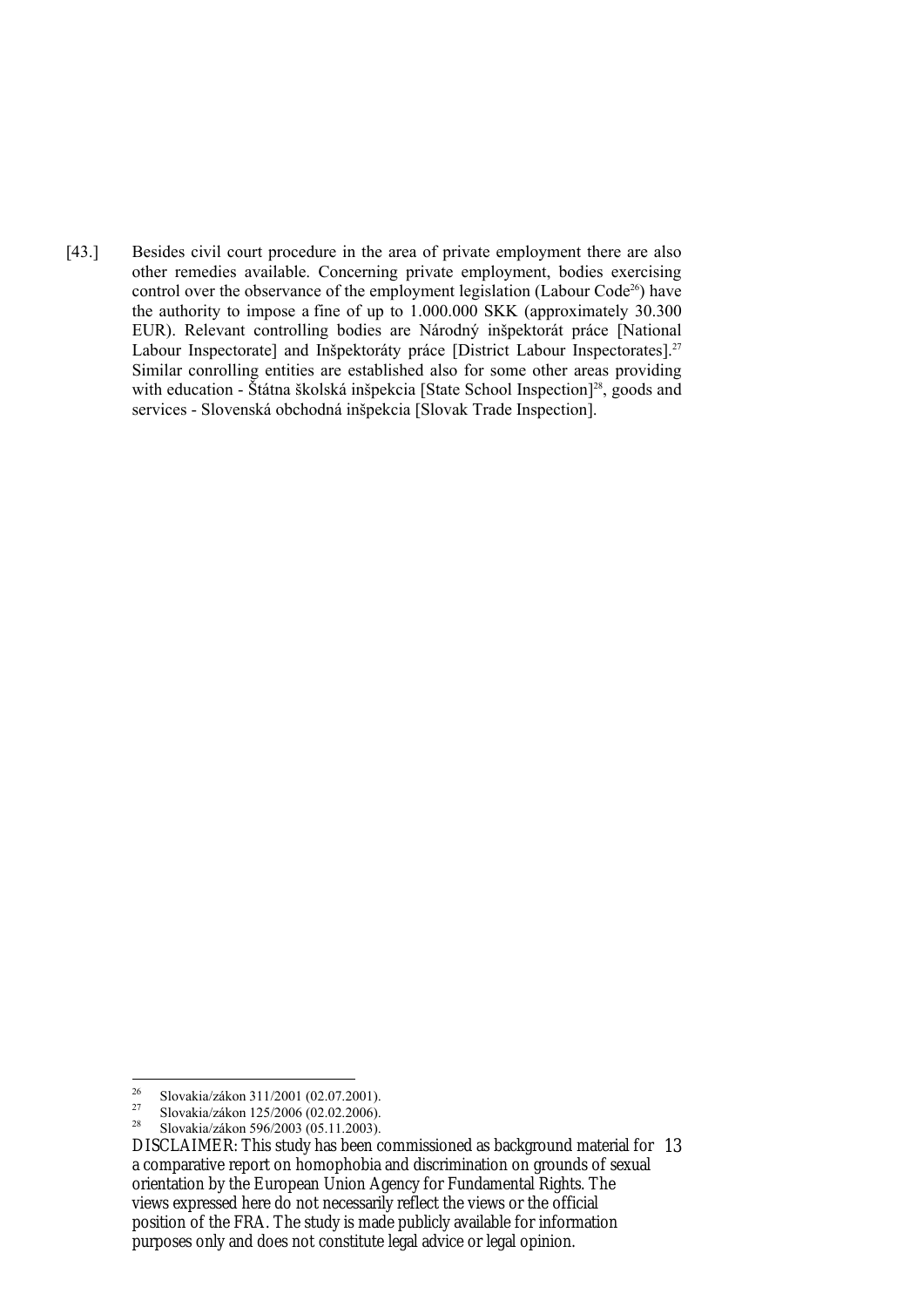[43.] Besides civil court procedure in the area of private employment there are also other remedies available. Concerning private employment, bodies exercising control over the observance of the employment legislation (Labour Code[26]) have the authority to impose a fine of up to 1.000.000 SKK (approximately 30.300 EUR). Relevant controlling bodies are Národný inšpektorát práce [National Labour Inspectorate] and Inšpektoráty práce [District Labour Inspectorates].[27] Similar conrolling entities are established also for some other areas providing with education - Štátna školská inšpekcia [State School Inspection][28], goods and services - Slovenská obchodná inšpekcia [Slovak Trade Inspection].

---

[26] Slovakia/zákon 311/2001 (02.07.2001).

[27] Slovakia/zákon 125/2006 (02.02.2006).

[28] Slovakia/zákon 596/2003 (05.11.2003).

DISCLAIMER: This study has been commissioned as background material for a comparative report on homophobia and discrimination on grounds of sexual orientation by the European Union Agency for Fundamental Rights. The views expressed here do not necessarily reflect the views or the official position of the FRA. The study is made publicly available for information purposes only and does not constitute legal advice or legal opinion.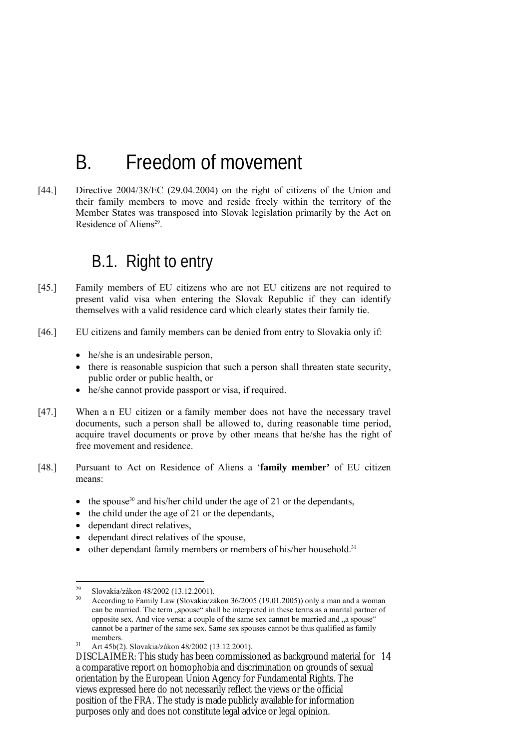# B. Freedom of movement

[44.] Directive 2004/38/EC (29.04.2004) on the right of citizens of the Union and their family members to move and reside freely within the territory of the Member States was transposed into Slovak legislation primarily by the Act on Residence of Aliens[29].

## B.1. Right to entry

[45.] Family members of EU citizens who are not EU citizens are not required to present valid visa when entering the Slovak Republic if they can identify themselves with a valid residence card which clearly states their family tie.

[46.] EU citizens and family members can be denied from entry to Slovakia only if:

- he/she is an undesirable person,
- there is reasonable suspicion that such a person shall threaten state security, public order or public health, or
- he/she cannot provide passport or visa, if required.

[47.] When a n EU citizen or a family member does not have the necessary travel documents, such a person shall be allowed to, during reasonable time period, acquire travel documents or prove by other means that he/she has the right of free movement and residence.

[48.] Pursuant to Act on Residence of Aliens a '**family member'** of EU citizen means:

- the spouse[30] and his/her child under the age of 21 or the dependants,
- the child under the age of 21 or the dependants,
- dependant direct relatives,
- dependant direct relatives of the spouse,
- other dependant family members or members of his/her household.[31]

---

[29] Slovakia/zákon 48/2002 (13.12.2001).

[30] According to Family Law (Slovakia/zákon 36/2005 (19.01.2005)) only a man and a woman can be married. The term „spouse" shall be interpreted in these terms as a marital partner of opposite sex. And vice versa: a couple of the same sex cannot be married and „a spouse" cannot be a partner of the same sex. Same sex spouses cannot be thus qualified as family members.

[31] Art 45b(2). Slovakia/zákon 48/2002 (13.12.2001).

DISCLAIMER: This study has been commissioned as background material for a comparative report on homophobia and discrimination on grounds of sexual orientation by the European Union Agency for Fundamental Rights. The views expressed here do not necessarily reflect the views or the official position of the FRA. The study is made publicly available for information purposes only and does not constitute legal advice or legal opinion.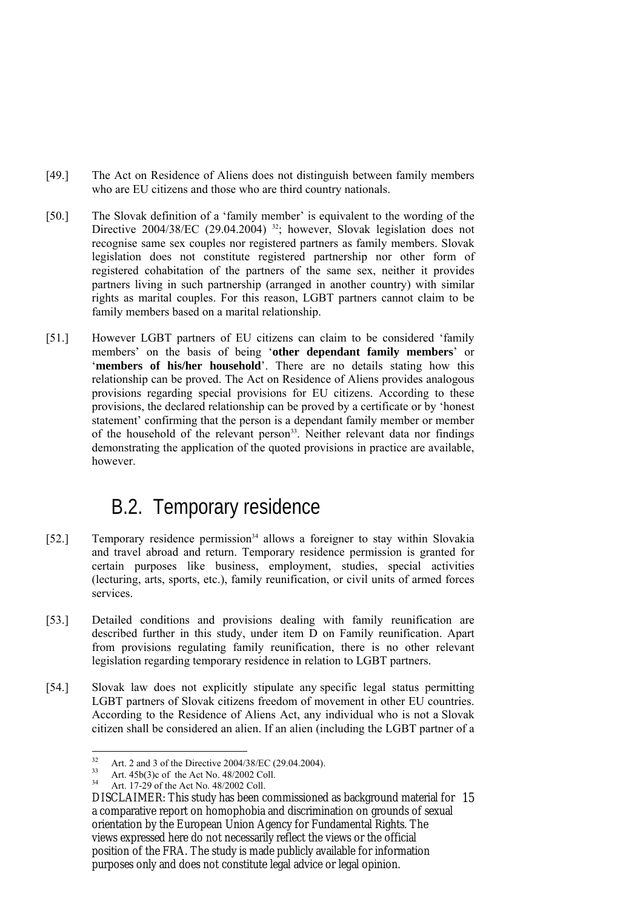[49.] The Act on Residence of Aliens does not distinguish between family members who are EU citizens and those who are third country nationals.

[50.] The Slovak definition of a 'family member' is equivalent to the wording of the Directive 2004/38/EC (29.04.2004) [32]; however, Slovak legislation does not recognise same sex couples nor registered partners as family members. Slovak legislation does not constitute registered partnership nor other form of registered cohabitation of the partners of the same sex, neither it provides partners living in such partnership (arranged in another country) with similar rights as marital couples. For this reason, LGBT partners cannot claim to be family members based on a marital relationship.

[51.] However LGBT partners of EU citizens can claim to be considered 'family members' on the basis of being '**other dependant family members**' or '**members of his/her household**'. There are no details stating how this relationship can be proved. The Act on Residence of Aliens provides analogous provisions regarding special provisions for EU citizens. According to these provisions, the declared relationship can be proved by a certificate or by 'honest statement' confirming that the person is a dependant family member or member of the household of the relevant person[33]. Neither relevant data nor findings demonstrating the application of the quoted provisions in practice are available, however.

## B.2. Temporary residence

[52.] Temporary residence permission[34] allows a foreigner to stay within Slovakia and travel abroad and return. Temporary residence permission is granted for certain purposes like business, employment, studies, special activities (lecturing, arts, sports, etc.), family reunification, or civil units of armed forces services.

[53.] Detailed conditions and provisions dealing with family reunification are described further in this study, under item D on Family reunification. Apart from provisions regulating family reunification, there is no other relevant legislation regarding temporary residence in relation to LGBT partners.

[54.] Slovak law does not explicitly stipulate any specific legal status permitting LGBT partners of Slovak citizens freedom of movement in other EU countries. According to the Residence of Aliens Act, any individual who is not a Slovak citizen shall be considered an alien. If an alien (including the LGBT partner of a

---

[32] Art. 2 and 3 of the Directive 2004/38/EC (29.04.2004).

[33] Art. 45b(3)c of the Act No. 48/2002 Coll.

[34] Art. 17-29 of the Act No. 48/2002 Coll.

DISCLAIMER: This study has been commissioned as background material for a comparative report on homophobia and discrimination on grounds of sexual orientation by the European Union Agency for Fundamental Rights. The views expressed here do not necessarily reflect the views or the official position of the FRA. The study is made publicly available for information purposes only and does not constitute legal advice or legal opinion.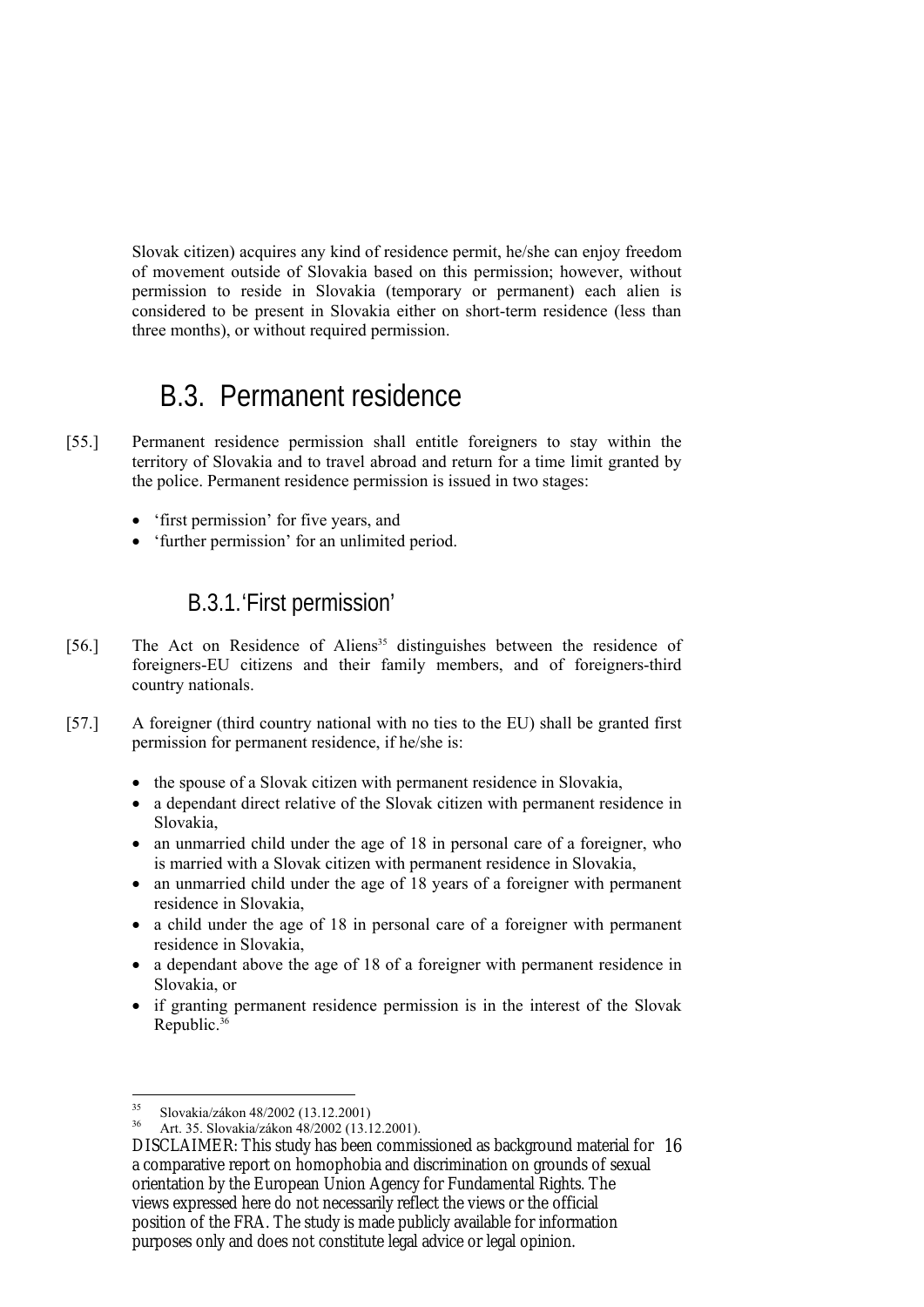Slovak citizen) acquires any kind of residence permit, he/she can enjoy freedom of movement outside of Slovakia based on this permission; however, without permission to reside in Slovakia (temporary or permanent) each alien is considered to be present in Slovakia either on short-term residence (less than three months), or without required permission.

## B.3. Permanent residence

[55.] Permanent residence permission shall entitle foreigners to stay within the territory of Slovakia and to travel abroad and return for a time limit granted by the police. Permanent residence permission is issued in two stages:

- 'first permission' for five years, and
- 'further permission' for an unlimited period.

### B.3.1. 'First permission'

[56.] The Act on Residence of Aliens[35] distinguishes between the residence of foreigners-EU citizens and their family members, and of foreigners-third country nationals.

[57.] A foreigner (third country national with no ties to the EU) shall be granted first permission for permanent residence, if he/she is:

- the spouse of a Slovak citizen with permanent residence in Slovakia,
- a dependant direct relative of the Slovak citizen with permanent residence in Slovakia,
- an unmarried child under the age of 18 in personal care of a foreigner, who is married with a Slovak citizen with permanent residence in Slovakia,
- an unmarried child under the age of 18 years of a foreigner with permanent residence in Slovakia,
- a child under the age of 18 in personal care of a foreigner with permanent residence in Slovakia,
- a dependant above the age of 18 of a foreigner with permanent residence in Slovakia, or
- if granting permanent residence permission is in the interest of the Slovak Republic.[36]

---

[35] Slovakia/zákon 48/2002 (13.12.2001)

[36] Art. 35. Slovakia/zákon 48/2002 (13.12.2001).

DISCLAIMER: This study has been commissioned as background material for a comparative report on homophobia and discrimination on grounds of sexual orientation by the European Union Agency for Fundamental Rights. The views expressed here do not necessarily reflect the views or the official position of the FRA. The study is made publicly available for information purposes only and does not constitute legal advice or legal opinion.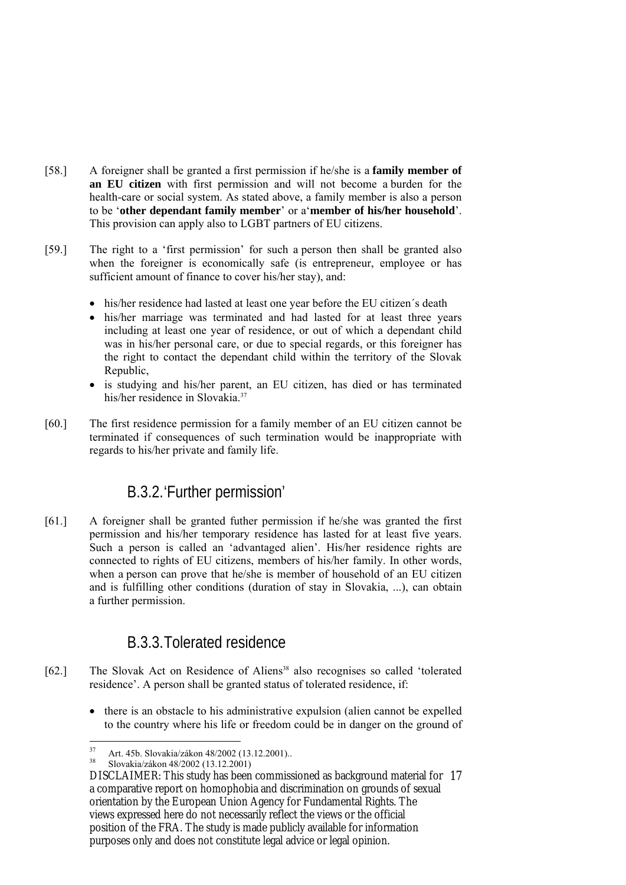[58.] A foreigner shall be granted a first permission if he/she is a **family member of an EU citizen** with first permission and will not become a burden for the health-care or social system. As stated above, a family member is also a person to be '**other dependant family member**' or a'**member of his/her household**'. This provision can apply also to LGBT partners of EU citizens.

[59.] The right to a 'first permission' for such a person then shall be granted also when the foreigner is economically safe (is entrepreneur, employee or has sufficient amount of finance to cover his/her stay), and:

- his/her residence had lasted at least one year before the EU citizen´s death
- his/her marriage was terminated and had lasted for at least three years including at least one year of residence, or out of which a dependant child was in his/her personal care, or due to special regards, or this foreigner has the right to contact the dependant child within the territory of the Slovak Republic,
- is studying and his/her parent, an EU citizen, has died or has terminated his/her residence in Slovakia.[37]

[60.] The first residence permission for a family member of an EU citizen cannot be terminated if consequences of such termination would be inappropriate with regards to his/her private and family life.

### B.3.2.'Further permission'

[61.] A foreigner shall be granted futher permission if he/she was granted the first permission and his/her temporary residence has lasted for at least five years. Such a person is called an 'advantaged alien'. His/her residence rights are connected to rights of EU citizens, members of his/her family. In other words, when a person can prove that he/she is member of household of an EU citizen and is fulfilling other conditions (duration of stay in Slovakia, ...), can obtain a further permission.

### B.3.3.Tolerated residence

[62.] The Slovak Act on Residence of Aliens[38] also recognises so called 'tolerated residence'. A person shall be granted status of tolerated residence, if:

- there is an obstacle to his administrative expulsion (alien cannot be expelled to the country where his life or freedom could be in danger on the ground of

---

[37] Art. 45b. Slovakia/zákon 48/2002 (13.12.2001)..

[38] Slovakia/zákon 48/2002 (13.12.2001)

DISCLAIMER: This study has been commissioned as background material for a comparative report on homophobia and discrimination on grounds of sexual orientation by the European Union Agency for Fundamental Rights. The views expressed here do not necessarily reflect the views or the official position of the FRA. The study is made publicly available for information purposes only and does not constitute legal advice or legal opinion.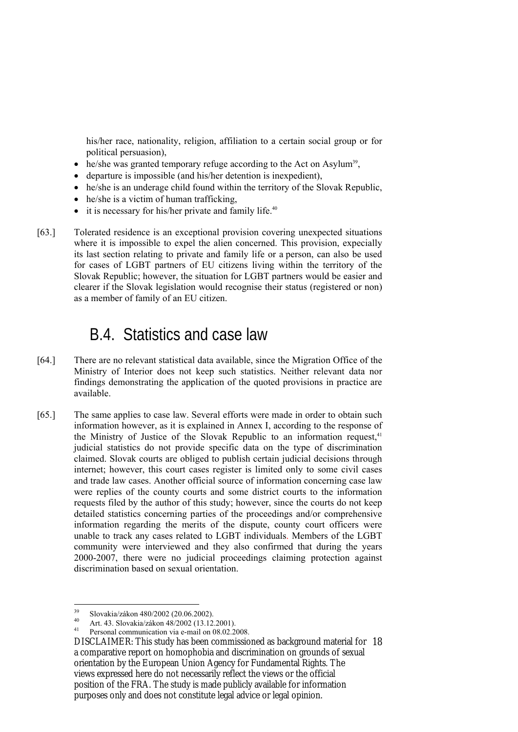his/her race, nationality, religion, affiliation to a certain social group or for political persuasion),

- he/she was granted temporary refuge according to the Act on Asylum[39],
- departure is impossible (and his/her detention is inexpedient),
- he/she is an underage child found within the territory of the Slovak Republic,
- he/she is a victim of human trafficking,
- it is necessary for his/her private and family life.[40]

[63.] Tolerated residence is an exceptional provision covering unexpected situations where it is impossible to expel the alien concerned. This provision, expecially its last section relating to private and family life or a person, can also be used for cases of LGBT partners of EU citizens living within the territory of the Slovak Republic; however, the situation for LGBT partners would be easier and clearer if the Slovak legislation would recognise their status (registered or non) as a member of family of an EU citizen.

## B.4. Statistics and case law

[64.] There are no relevant statistical data available, since the Migration Office of the Ministry of Interior does not keep such statistics. Neither relevant data nor findings demonstrating the application of the quoted provisions in practice are available.

[65.] The same applies to case law. Several efforts were made in order to obtain such information however, as it is explained in Annex I, according to the response of the Ministry of Justice of the Slovak Republic to an information request,[41] judicial statistics do not provide specific data on the type of discrimination claimed. Slovak courts are obliged to publish certain judicial decisions through internet; however, this court cases register is limited only to some civil cases and trade law cases. Another official source of information concerning case law were replies of the county courts and some district courts to the information requests filed by the author of this study; however, since the courts do not keep detailed statistics concerning parties of the proceedings and/or comprehensive information regarding the merits of the dispute, county court officers were unable to track any cases related to LGBT individuals. Members of the LGBT community were interviewed and they also confirmed that during the years 2000-2007, there were no judicial proceedings claiming protection against discrimination based on sexual orientation.

---

[39] Slovakia/zákon 480/2002 (20.06.2002).

[40] Art. 43. Slovakia/zákon 48/2002 (13.12.2001).

[41] Personal communication via e-mail on 08.02.2008.

DISCLAIMER: This study has been commissioned as background material for a comparative report on homophobia and discrimination on grounds of sexual orientation by the European Union Agency for Fundamental Rights. The views expressed here do not necessarily reflect the views or the official position of the FRA. The study is made publicly available for information purposes only and does not constitute legal advice or legal opinion.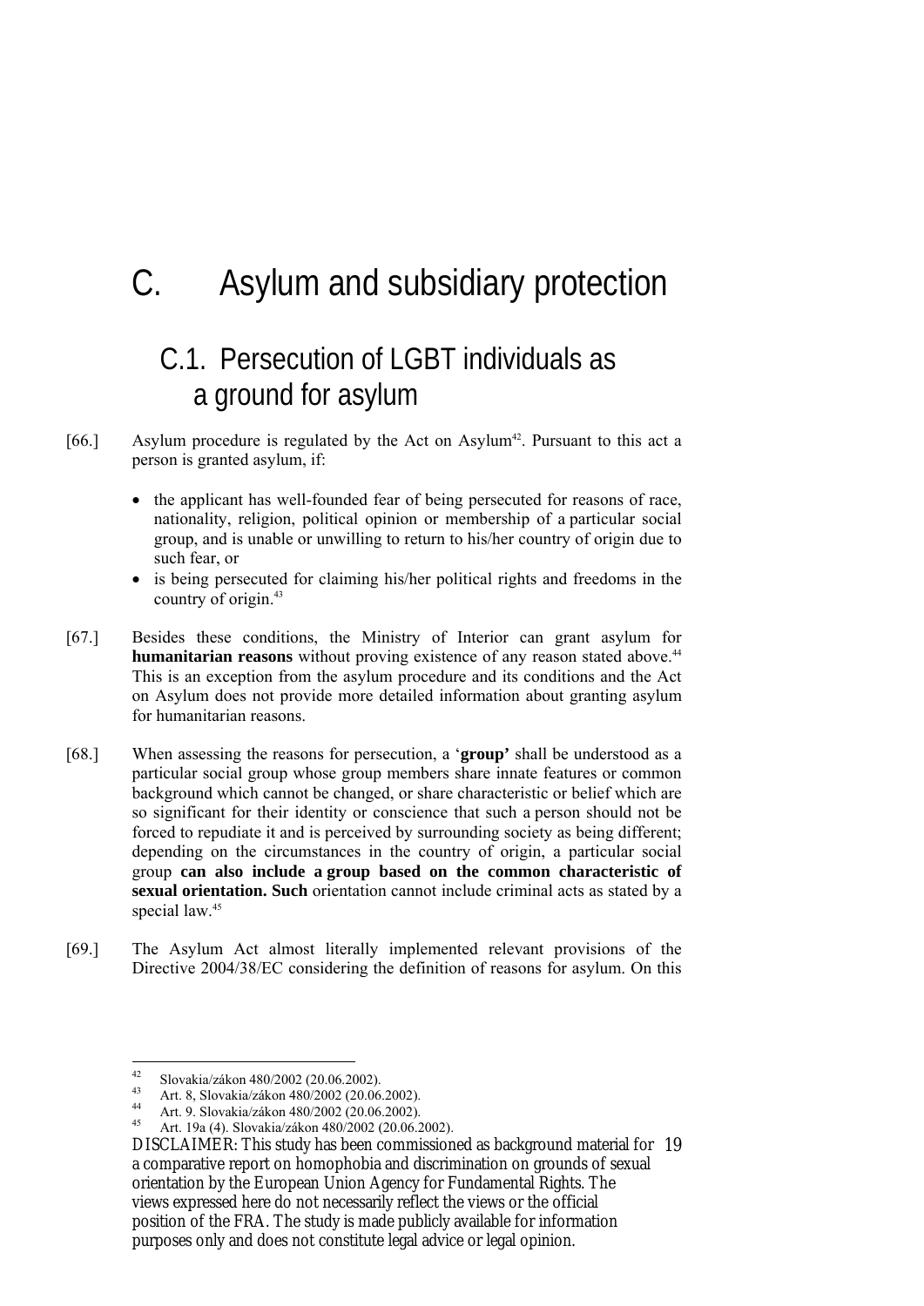# C. Asylum and subsidiary protection

## C.1. Persecution of LGBT individuals as a ground for asylum

[66.] Asylum procedure is regulated by the Act on Asylum[42]. Pursuant to this act a person is granted asylum, if:

- the applicant has well-founded fear of being persecuted for reasons of race, nationality, religion, political opinion or membership of a particular social group, and is unable or unwilling to return to his/her country of origin due to such fear, or
- is being persecuted for claiming his/her political rights and freedoms in the country of origin.[43]

[67.] Besides these conditions, the Ministry of Interior can grant asylum for **humanitarian reasons** without proving existence of any reason stated above.[44] This is an exception from the asylum procedure and its conditions and the Act on Asylum does not provide more detailed information about granting asylum for humanitarian reasons.

[68.] When assessing the reasons for persecution, a '**group'** shall be understood as a particular social group whose group members share innate features or common background which cannot be changed, or share characteristic or belief which are so significant for their identity or conscience that such a person should not be forced to repudiate it and is perceived by surrounding society as being different; depending on the circumstances in the country of origin, a particular social group **can also include a group based on the common characteristic of sexual orientation. Such** orientation cannot include criminal acts as stated by a special law.[45]

[69.] The Asylum Act almost literally implemented relevant provisions of the Directive 2004/38/EC considering the definition of reasons for asylum. On this

---

[42] Slovakia/zákon 480/2002 (20.06.2002).

[43] Art. 8, Slovakia/zákon 480/2002 (20.06.2002).

[44] Art. 9. Slovakia/zákon 480/2002 (20.06.2002).

[45] Art. 19a (4). Slovakia/zákon 480/2002 (20.06.2002).

DISCLAIMER: This study has been commissioned as background material for a comparative report on homophobia and discrimination on grounds of sexual orientation by the European Union Agency for Fundamental Rights. The views expressed here do not necessarily reflect the views or the official position of the FRA. The study is made publicly available for information purposes only and does not constitute legal advice or legal opinion.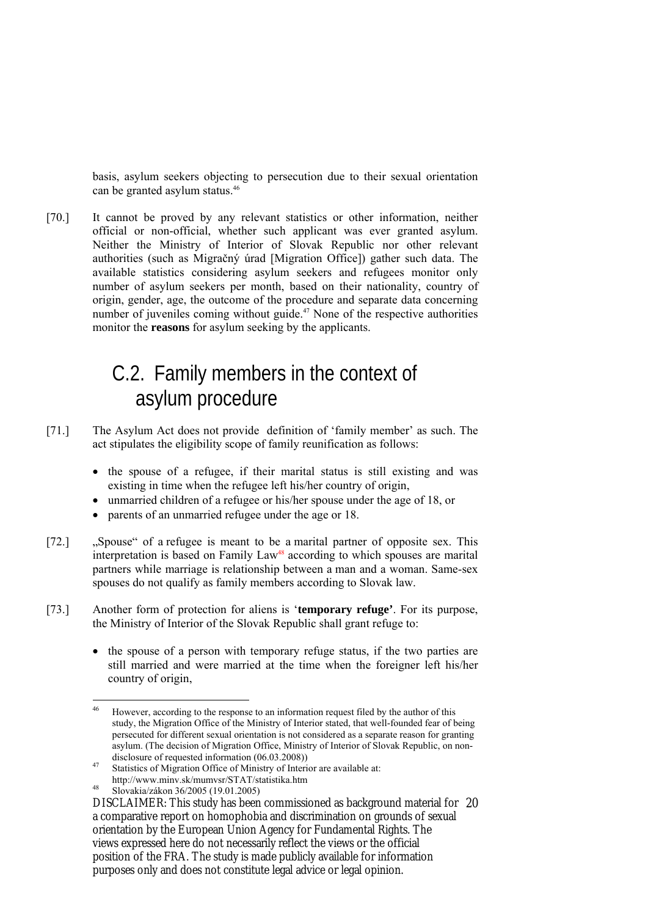basis, asylum seekers objecting to persecution due to their sexual orientation can be granted asylum status.[46]

[70.] It cannot be proved by any relevant statistics or other information, neither official or non-official, whether such applicant was ever granted asylum. Neither the Ministry of Interior of Slovak Republic nor other relevant authorities (such as Migračný úrad [Migration Office]) gather such data. The available statistics considering asylum seekers and refugees monitor only number of asylum seekers per month, based on their nationality, country of origin, gender, age, the outcome of the procedure and separate data concerning number of juveniles coming without guide.[47] None of the respective authorities monitor the **reasons** for asylum seeking by the applicants.

## C.2. Family members in the context of asylum procedure

[71.] The Asylum Act does not provide definition of 'family member' as such. The act stipulates the eligibility scope of family reunification as follows:

- the spouse of a refugee, if their marital status is still existing and was existing in time when the refugee left his/her country of origin,
- unmarried children of a refugee or his/her spouse under the age of 18, or
- parents of an unmarried refugee under the age or 18.

[72.] „Spouse" of a refugee is meant to be a marital partner of opposite sex. This interpretation is based on Family Law[48] according to which spouses are marital partners while marriage is relationship between a man and a woman. Same-sex spouses do not qualify as family members according to Slovak law.

[73.] Another form of protection for aliens is '**temporary refuge'**. For its purpose, the Ministry of Interior of the Slovak Republic shall grant refuge to:

- the spouse of a person with temporary refuge status, if the two parties are still married and were married at the time when the foreigner left his/her country of origin,

---

[46] However, according to the response to an information request filed by the author of this study, the Migration Office of the Ministry of Interior stated, that well-founded fear of being persecuted for different sexual orientation is not considered as a separate reason for granting asylum. (The decision of Migration Office, Ministry of Interior of Slovak Republic, on non-disclosure of requested information (06.03.2008))

[47] Statistics of Migration Office of Ministry of Interior are available at: http://www.minv.sk/mumvsr/STAT/statistika.htm

[48] Slovakia/zákon 36/2005 (19.01.2005)

DISCLAIMER: This study has been commissioned as background material for a comparative report on homophobia and discrimination on grounds of sexual orientation by the European Union Agency for Fundamental Rights. The views expressed here do not necessarily reflect the views or the official position of the FRA. The study is made publicly available for information purposes only and does not constitute legal advice or legal opinion.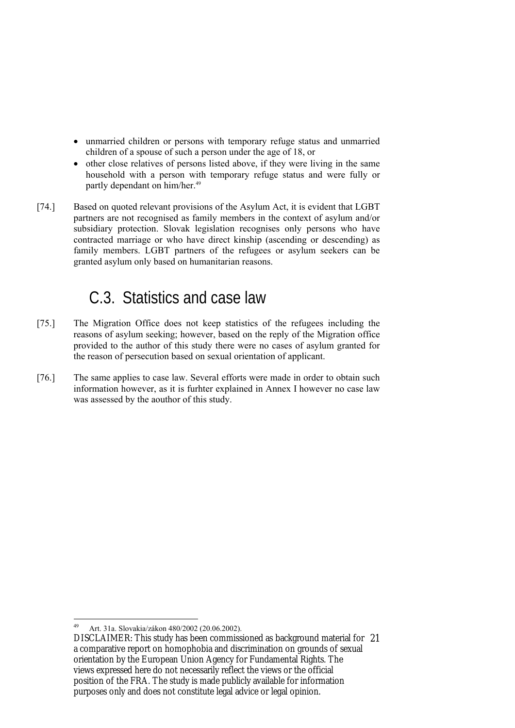- unmarried children or persons with temporary refuge status and unmarried children of a spouse of such a person under the age of 18, or
- other close relatives of persons listed above, if they were living in the same household with a person with temporary refuge status and were fully or partly dependant on him/her.[49]

[74.] Based on quoted relevant provisions of the Asylum Act, it is evident that LGBT partners are not recognised as family members in the context of asylum and/or subsidiary protection. Slovak legislation recognises only persons who have contracted marriage or who have direct kinship (ascending or descending) as family members. LGBT partners of the refugees or asylum seekers can be granted asylum only based on humanitarian reasons.

## C.3. Statistics and case law

[75.] The Migration Office does not keep statistics of the refugees including the reasons of asylum seeking; however, based on the reply of the Migration office provided to the author of this study there were no cases of asylum granted for the reason of persecution based on sexual orientation of applicant.

[76.] The same applies to case law. Several efforts were made in order to obtain such information however, as it is furhter explained in Annex I however no case law was assessed by the aouthor of this study.

---

[49] Art. 31a. Slovakia/zákon 480/2002 (20.06.2002).

DISCLAIMER: This study has been commissioned as background material for a comparative report on homophobia and discrimination on grounds of sexual orientation by the European Union Agency for Fundamental Rights. The views expressed here do not necessarily reflect the views or the official position of the FRA. The study is made publicly available for information purposes only and does not constitute legal advice or legal opinion.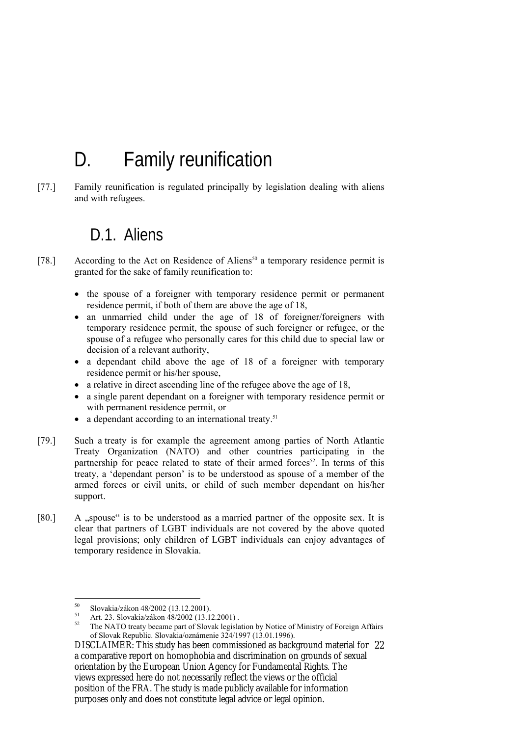# D. Family reunification

[77.] Family reunification is regulated principally by legislation dealing with aliens and with refugees.

## D.1. Aliens

[78.] According to the Act on Residence of Aliens[50] a temporary residence permit is granted for the sake of family reunification to:

- the spouse of a foreigner with temporary residence permit or permanent residence permit, if both of them are above the age of 18,
- an unmarried child under the age of 18 of foreigner/foreigners with temporary residence permit, the spouse of such foreigner or refugee, or the spouse of a refugee who personally cares for this child due to special law or decision of a relevant authority,
- a dependant child above the age of 18 of a foreigner with temporary residence permit or his/her spouse,
- a relative in direct ascending line of the refugee above the age of 18,
- a single parent dependant on a foreigner with temporary residence permit or with permanent residence permit, or
- a dependant according to an international treaty.[51]

[79.] Such a treaty is for example the agreement among parties of North Atlantic Treaty Organization (NATO) and other countries participating in the partnership for peace related to state of their armed forces[52]. In terms of this treaty, a 'dependant person' is to be understood as spouse of a member of the armed forces or civil units, or child of such member dependant on his/her support.

[80.] A „spouse" is to be understood as a married partner of the opposite sex. It is clear that partners of LGBT individuals are not covered by the above quoted legal provisions; only children of LGBT individuals can enjoy advantages of temporary residence in Slovakia.

---

[50] Slovakia/zákon 48/2002 (13.12.2001).

[51] Art. 23. Slovakia/zákon 48/2002 (13.12.2001) .

[52] The NATO treaty became part of Slovak legislation by Notice of Ministry of Foreign Affairs of Slovak Republic. Slovakia/oznámenie 324/1997 (13.01.1996).

DISCLAIMER: This study has been commissioned as background material for a comparative report on homophobia and discrimination on grounds of sexual orientation by the European Union Agency for Fundamental Rights. The views expressed here do not necessarily reflect the views or the official position of the FRA. The study is made publicly available for information purposes only and does not constitute legal advice or legal opinion.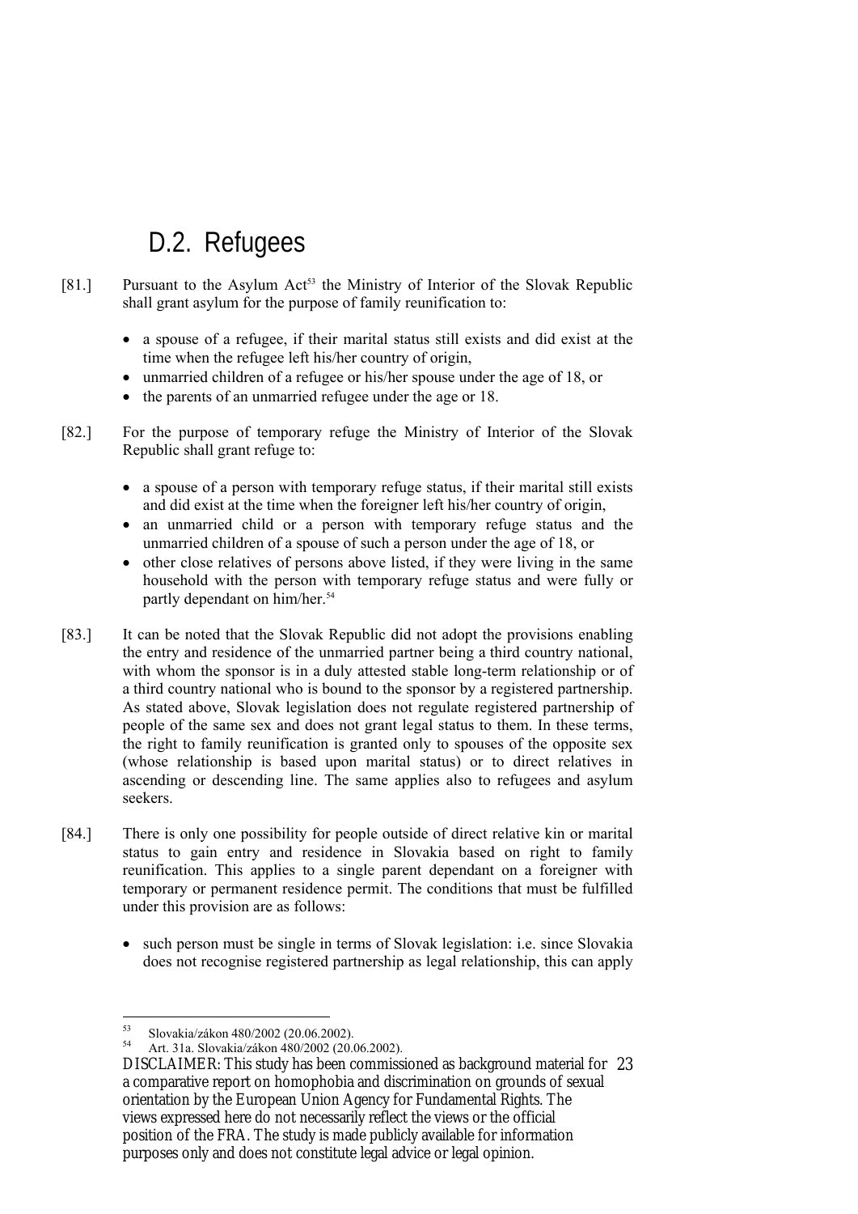## D.2. Refugees

[81.] Pursuant to the Asylum Act[53] the Ministry of Interior of the Slovak Republic shall grant asylum for the purpose of family reunification to:

- a spouse of a refugee, if their marital status still exists and did exist at the time when the refugee left his/her country of origin,
- unmarried children of a refugee or his/her spouse under the age of 18, or
- the parents of an unmarried refugee under the age or 18.

[82.] For the purpose of temporary refuge the Ministry of Interior of the Slovak Republic shall grant refuge to:

- a spouse of a person with temporary refuge status, if their marital still exists and did exist at the time when the foreigner left his/her country of origin,
- an unmarried child or a person with temporary refuge status and the unmarried children of a spouse of such a person under the age of 18, or
- other close relatives of persons above listed, if they were living in the same household with the person with temporary refuge status and were fully or partly dependant on him/her.[54]

[83.] It can be noted that the Slovak Republic did not adopt the provisions enabling the entry and residence of the unmarried partner being a third country national, with whom the sponsor is in a duly attested stable long-term relationship or of a third country national who is bound to the sponsor by a registered partnership. As stated above, Slovak legislation does not regulate registered partnership of people of the same sex and does not grant legal status to them. In these terms, the right to family reunification is granted only to spouses of the opposite sex (whose relationship is based upon marital status) or to direct relatives in ascending or descending line. The same applies also to refugees and asylum seekers.

[84.] There is only one possibility for people outside of direct relative kin or marital status to gain entry and residence in Slovakia based on right to family reunification. This applies to a single parent dependant on a foreigner with temporary or permanent residence permit. The conditions that must be fulfilled under this provision are as follows:

- such person must be single in terms of Slovak legislation: i.e. since Slovakia does not recognise registered partnership as legal relationship, this can apply

---

[53] Slovakia/zákon 480/2002 (20.06.2002).

[54] Art. 31a. Slovakia/zákon 480/2002 (20.06.2002).

DISCLAIMER: This study has been commissioned as background material for a comparative report on homophobia and discrimination on grounds of sexual orientation by the European Union Agency for Fundamental Rights. The views expressed here do not necessarily reflect the views or the official position of the FRA. The study is made publicly available for information purposes only and does not constitute legal advice or legal opinion.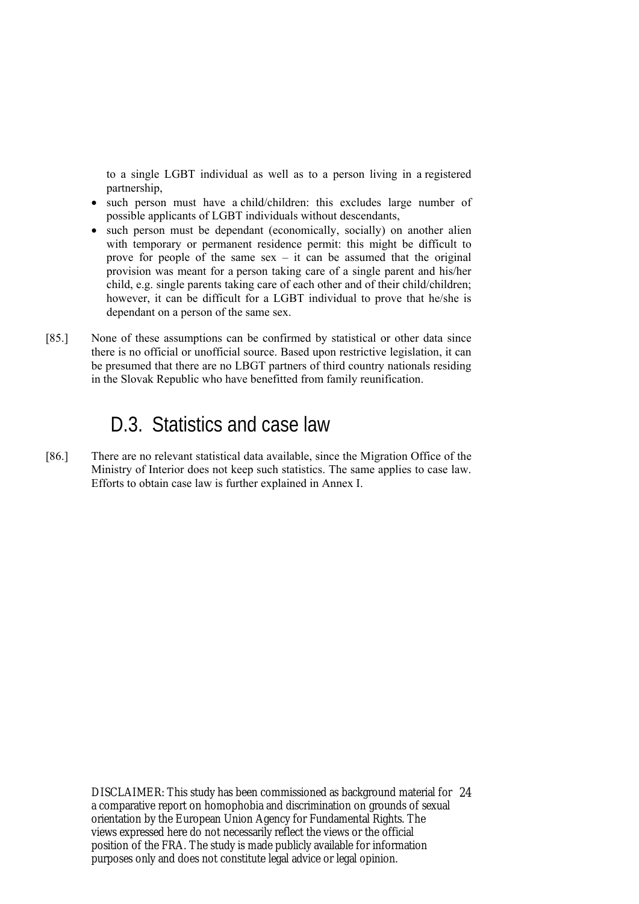to a single LGBT individual as well as to a person living in a registered partnership,

- such person must have a child/children: this excludes large number of possible applicants of LGBT individuals without descendants,
- such person must be dependant (economically, socially) on another alien with temporary or permanent residence permit: this might be difficult to prove for people of the same sex – it can be assumed that the original provision was meant for a person taking care of a single parent and his/her child, e.g. single parents taking care of each other and of their child/children; however, it can be difficult for a LGBT individual to prove that he/she is dependant on a person of the same sex.

[85.] None of these assumptions can be confirmed by statistical or other data since there is no official or unofficial source. Based upon restrictive legislation, it can be presumed that there are no LBGT partners of third country nationals residing in the Slovak Republic who have benefitted from family reunification.

## D.3. Statistics and case law

[86.] There are no relevant statistical data available, since the Migration Office of the Ministry of Interior does not keep such statistics. The same applies to case law. Efforts to obtain case law is further explained in Annex I.

DISCLAIMER: This study has been commissioned as background material for a comparative report on homophobia and discrimination on grounds of sexual orientation by the European Union Agency for Fundamental Rights. The views expressed here do not necessarily reflect the views or the official position of the FRA. The study is made publicly available for information purposes only and does not constitute legal advice or legal opinion.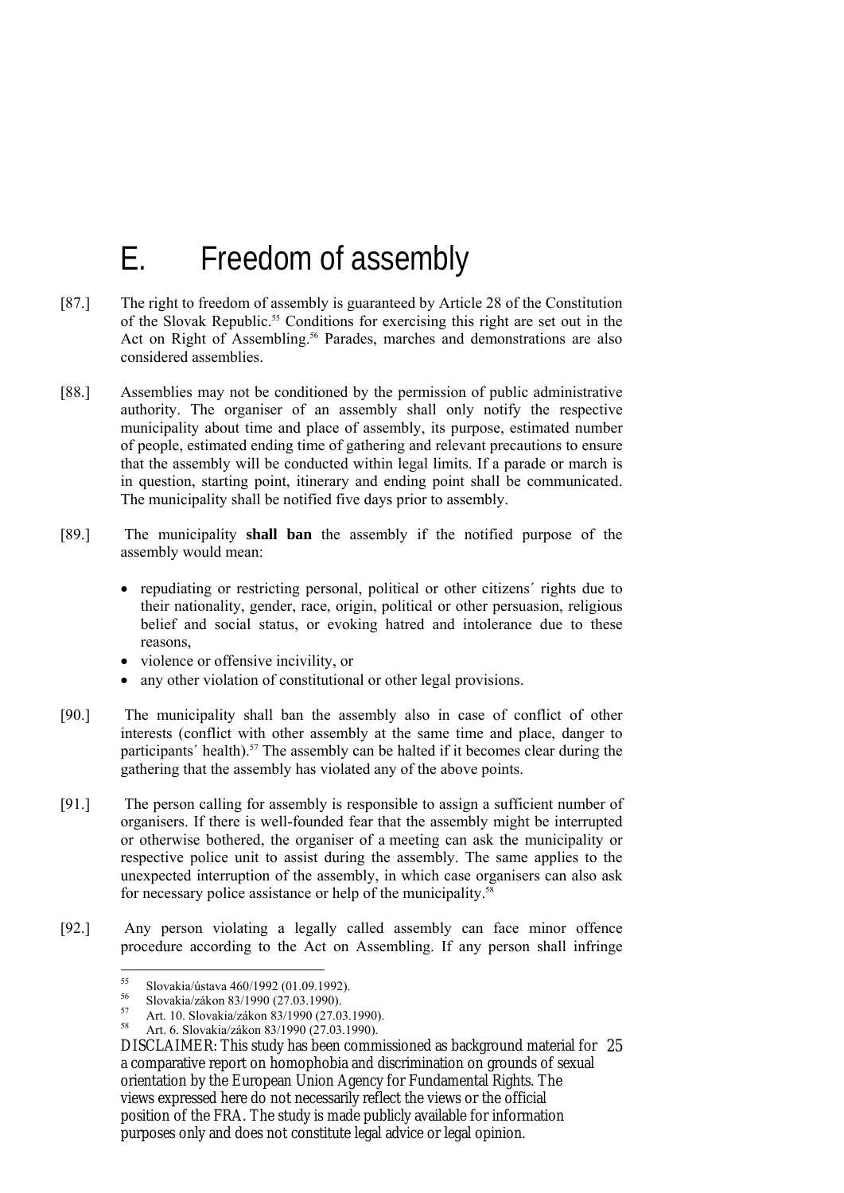# E. Freedom of assembly

[87.] The right to freedom of assembly is guaranteed by Article 28 of the Constitution of the Slovak Republic.[55] Conditions for exercising this right are set out in the Act on Right of Assembling.[56] Parades, marches and demonstrations are also considered assemblies.

[88.] Assemblies may not be conditioned by the permission of public administrative authority. The organiser of an assembly shall only notify the respective municipality about time and place of assembly, its purpose, estimated number of people, estimated ending time of gathering and relevant precautions to ensure that the assembly will be conducted within legal limits. If a parade or march is in question, starting point, itinerary and ending point shall be communicated. The municipality shall be notified five days prior to assembly.

[89.] The municipality **shall ban** the assembly if the notified purpose of the assembly would mean:

- repudiating or restricting personal, political or other citizens´ rights due to their nationality, gender, race, origin, political or other persuasion, religious belief and social status, or evoking hatred and intolerance due to these reasons,
- violence or offensive incivility, or
- any other violation of constitutional or other legal provisions.

[90.] The municipality shall ban the assembly also in case of conflict of other interests (conflict with other assembly at the same time and place, danger to participants´ health).[57] The assembly can be halted if it becomes clear during the gathering that the assembly has violated any of the above points.

[91.] The person calling for assembly is responsible to assign a sufficient number of organisers. If there is well-founded fear that the assembly might be interrupted or otherwise bothered, the organiser of a meeting can ask the municipality or respective police unit to assist during the assembly. The same applies to the unexpected interruption of the assembly, in which case organisers can also ask for necessary police assistance or help of the municipality.[58]

[92.] Any person violating a legally called assembly can face minor offence procedure according to the Act on Assembling. If any person shall infringe

[55] Slovakia/ústava 460/1992 (01.09.1992).

[56] Slovakia/zákon 83/1990 (27.03.1990).

[57] Art. 10. Slovakia/zákon 83/1990 (27.03.1990).

[58] Art. 6. Slovakia/zákon 83/1990 (27.03.1990).

DISCLAIMER: This study has been commissioned as background material for a comparative report on homophobia and discrimination on grounds of sexual orientation by the European Union Agency for Fundamental Rights. The views expressed here do not necessarily reflect the views or the official position of the FRA. The study is made publicly available for information purposes only and does not constitute legal advice or legal opinion.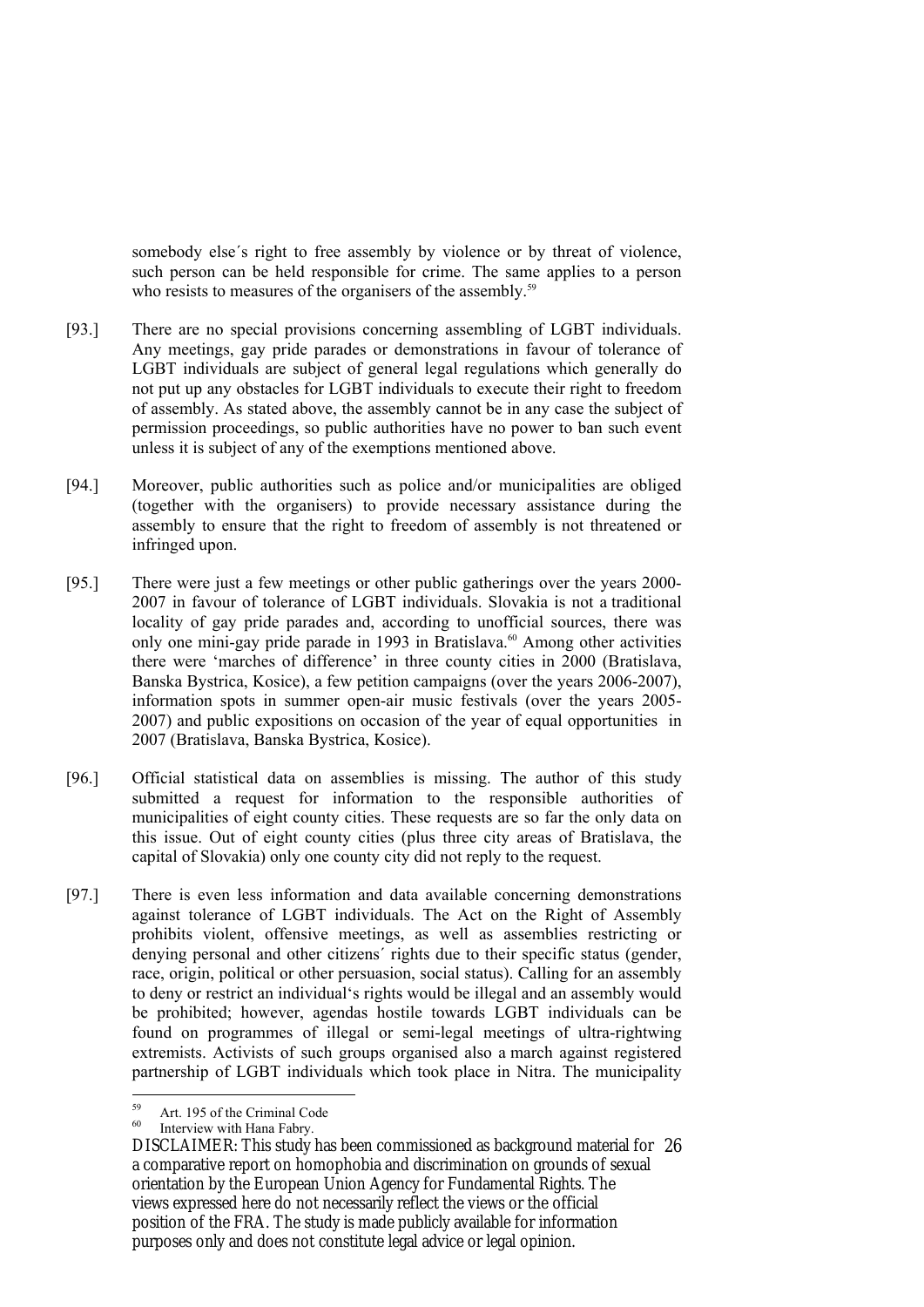somebody else´s right to free assembly by violence or by threat of violence, such person can be held responsible for crime. The same applies to a person who resists to measures of the organisers of the assembly.[59]

[93.] There are no special provisions concerning assembling of LGBT individuals. Any meetings, gay pride parades or demonstrations in favour of tolerance of LGBT individuals are subject of general legal regulations which generally do not put up any obstacles for LGBT individuals to execute their right to freedom of assembly. As stated above, the assembly cannot be in any case the subject of permission proceedings, so public authorities have no power to ban such event unless it is subject of any of the exemptions mentioned above.

[94.] Moreover, public authorities such as police and/or municipalities are obliged (together with the organisers) to provide necessary assistance during the assembly to ensure that the right to freedom of assembly is not threatened or infringed upon.

[95.] There were just a few meetings or other public gatherings over the years 2000-2007 in favour of tolerance of LGBT individuals. Slovakia is not a traditional locality of gay pride parades and, according to unofficial sources, there was only one mini-gay pride parade in 1993 in Bratislava.[60] Among other activities there were 'marches of difference' in three county cities in 2000 (Bratislava, Banska Bystrica, Kosice), a few petition campaigns (over the years 2006-2007), information spots in summer open-air music festivals (over the years 2005-2007) and public expositions on occasion of the year of equal opportunities in 2007 (Bratislava, Banska Bystrica, Kosice).

[96.] Official statistical data on assemblies is missing. The author of this study submitted a request for information to the responsible authorities of municipalities of eight county cities. These requests are so far the only data on this issue. Out of eight county cities (plus three city areas of Bratislava, the capital of Slovakia) only one county city did not reply to the request.

[97.] There is even less information and data available concerning demonstrations against tolerance of LGBT individuals. The Act on the Right of Assembly prohibits violent, offensive meetings, as well as assemblies restricting or denying personal and other citizens´ rights due to their specific status (gender, race, origin, political or other persuasion, social status). Calling for an assembly to deny or restrict an individual's rights would be illegal and an assembly would be prohibited; however, agendas hostile towards LGBT individuals can be found on programmes of illegal or semi-legal meetings of ultra-rightwing extremists. Activists of such groups organised also a march against registered partnership of LGBT individuals which took place in Nitra. The municipality

---

[59] Art. 195 of the Criminal Code

[60] Interview with Hana Fabry.

DISCLAIMER: This study has been commissioned as background material for a comparative report on homophobia and discrimination on grounds of sexual orientation by the European Union Agency for Fundamental Rights. The views expressed here do not necessarily reflect the views or the official position of the FRA. The study is made publicly available for information purposes only and does not constitute legal advice or legal opinion.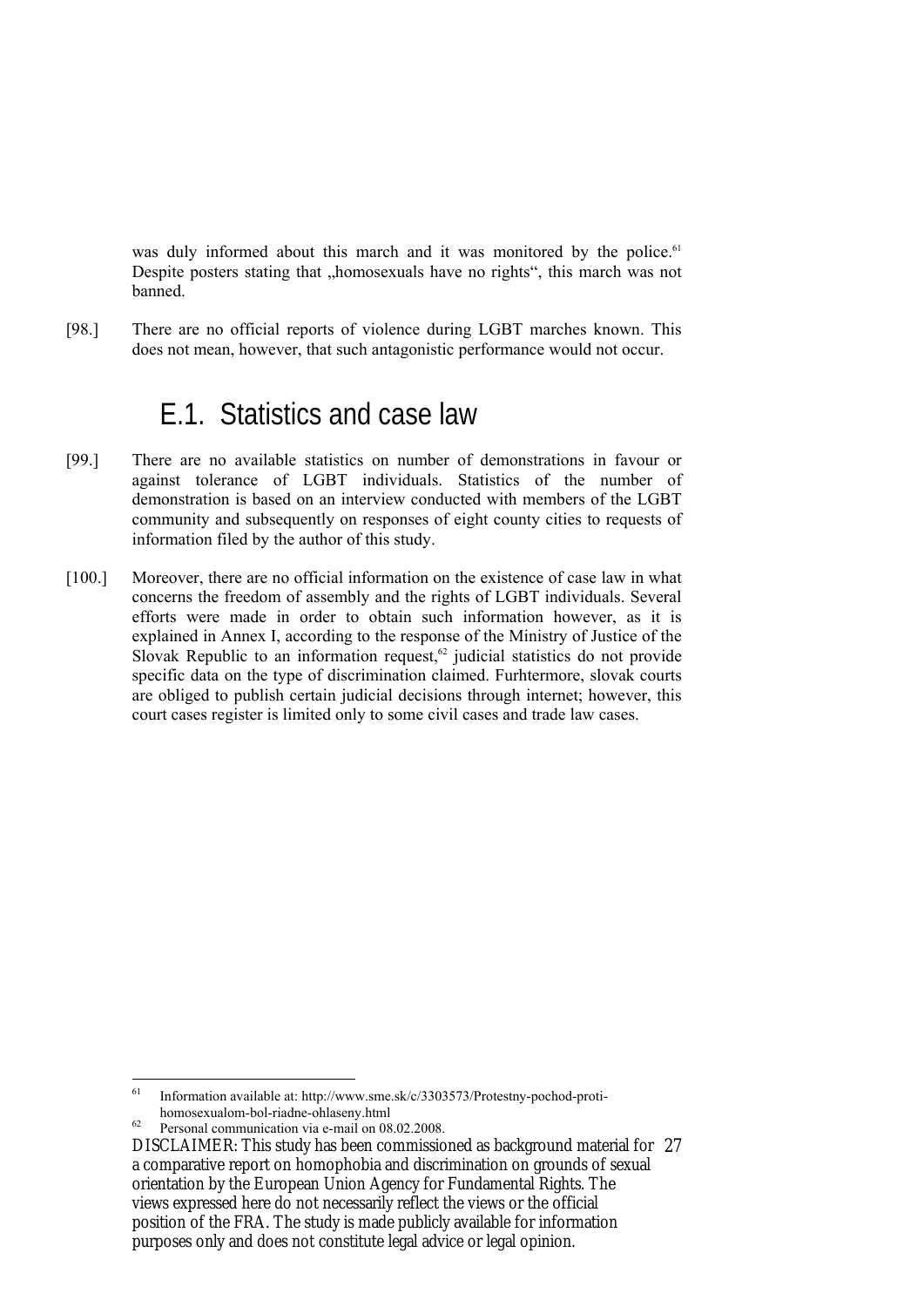was duly informed about this march and it was monitored by the police.[61] Despite posters stating that „homosexuals have no rights", this march was not banned.

[98.] There are no official reports of violence during LGBT marches known. This does not mean, however, that such antagonistic performance would not occur.

## E.1. Statistics and case law

[99.] There are no available statistics on number of demonstrations in favour or against tolerance of LGBT individuals. Statistics of the number of demonstration is based on an interview conducted with members of the LGBT community and subsequently on responses of eight county cities to requests of information filed by the author of this study.

[100.] Moreover, there are no official information on the existence of case law in what concerns the freedom of assembly and the rights of LGBT individuals. Several efforts were made in order to obtain such information however, as it is explained in Annex I, according to the response of the Ministry of Justice of the Slovak Republic to an information request,[62] judicial statistics do not provide specific data on the type of discrimination claimed. Furhtermore, slovak courts are obliged to publish certain judicial decisions through internet; however, this court cases register is limited only to some civil cases and trade law cases.

[61] Information available at: http://www.sme.sk/c/3303573/Protestny-pochod-proti-homosexualom-bol-riadne-ohlaseny.html

[62] Personal communication via e-mail on 08.02.2008.

DISCLAIMER: This study has been commissioned as background material for a comparative report on homophobia and discrimination on grounds of sexual orientation by the European Union Agency for Fundamental Rights. The views expressed here do not necessarily reflect the views or the official position of the FRA. The study is made publicly available for information purposes only and does not constitute legal advice or legal opinion.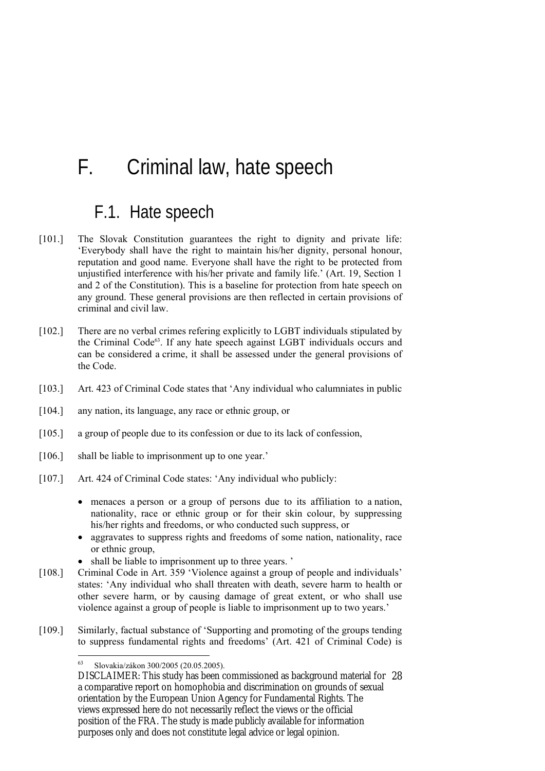# F. Criminal law, hate speech

## F.1. Hate speech

[101.] The Slovak Constitution guarantees the right to dignity and private life: 'Everybody shall have the right to maintain his/her dignity, personal honour, reputation and good name. Everyone shall have the right to be protected from unjustified interference with his/her private and family life.' (Art. 19, Section 1 and 2 of the Constitution). This is a baseline for protection from hate speech on any ground. These general provisions are then reflected in certain provisions of criminal and civil law.

[102.] There are no verbal crimes refering explicitly to LGBT individuals stipulated by the Criminal Code[63]. If any hate speech against LGBT individuals occurs and can be considered a crime, it shall be assessed under the general provisions of the Code.

[103.] Art. 423 of Criminal Code states that 'Any individual who calumniates in public

[104.] any nation, its language, any race or ethnic group, or

[105.] a group of people due to its confession or due to its lack of confession,

[106.] shall be liable to imprisonment up to one year.'

[107.] Art. 424 of Criminal Code states: 'Any individual who publicly:

- menaces a person or a group of persons due to its affiliation to a nation, nationality, race or ethnic group or for their skin colour, by suppressing his/her rights and freedoms, or who conducted such suppress, or
- aggravates to suppress rights and freedoms of some nation, nationality, race or ethnic group,
- shall be liable to imprisonment up to three years. '

[108.] Criminal Code in Art. 359 'Violence against a group of people and individuals' states: 'Any individual who shall threaten with death, severe harm to health or other severe harm, or by causing damage of great extent, or who shall use violence against a group of people is liable to imprisonment up to two years.'

[109.] Similarly, factual substance of 'Supporting and promoting of the groups tending to suppress fundamental rights and freedoms' (Art. 421 of Criminal Code) is

[63] Slovakia/zákon 300/2005 (20.05.2005).

DISCLAIMER: This study has been commissioned as background material for a comparative report on homophobia and discrimination on grounds of sexual orientation by the European Union Agency for Fundamental Rights. The views expressed here do not necessarily reflect the views or the official position of the FRA. The study is made publicly available for information purposes only and does not constitute legal advice or legal opinion.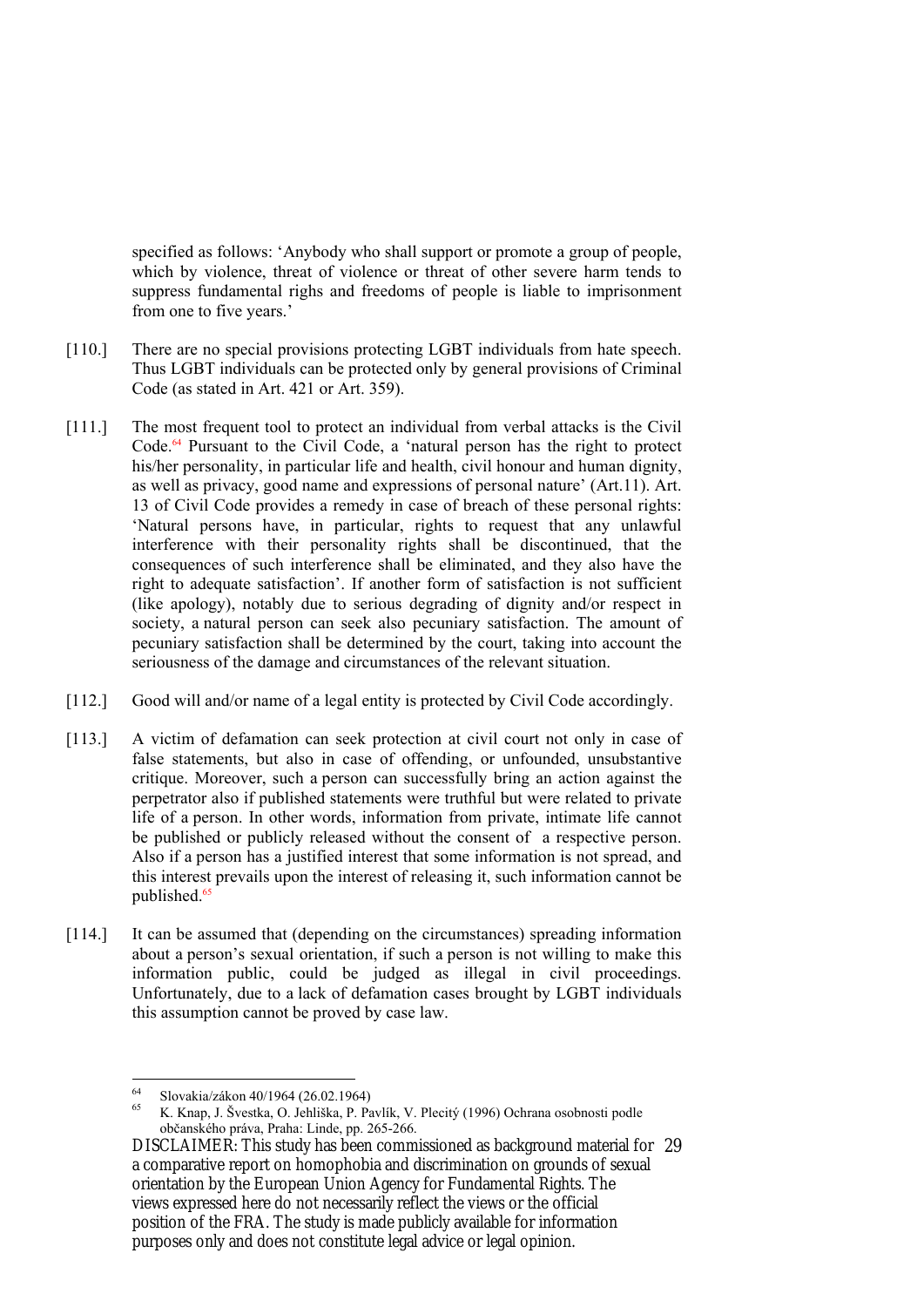specified as follows: 'Anybody who shall support or promote a group of people, which by violence, threat of violence or threat of other severe harm tends to suppress fundamental righs and freedoms of people is liable to imprisonment from one to five years.'

[110.] There are no special provisions protecting LGBT individuals from hate speech. Thus LGBT individuals can be protected only by general provisions of Criminal Code (as stated in Art. 421 or Art. 359).

[111.] The most frequent tool to protect an individual from verbal attacks is the Civil Code.[64] Pursuant to the Civil Code, a 'natural person has the right to protect his/her personality, in particular life and health, civil honour and human dignity, as well as privacy, good name and expressions of personal nature' (Art.11). Art. 13 of Civil Code provides a remedy in case of breach of these personal rights: 'Natural persons have, in particular, rights to request that any unlawful interference with their personality rights shall be discontinued, that the consequences of such interference shall be eliminated, and they also have the right to adequate satisfaction'. If another form of satisfaction is not sufficient (like apology), notably due to serious degrading of dignity and/or respect in society, a natural person can seek also pecuniary satisfaction. The amount of pecuniary satisfaction shall be determined by the court, taking into account the seriousness of the damage and circumstances of the relevant situation.

[112.] Good will and/or name of a legal entity is protected by Civil Code accordingly.

[113.] A victim of defamation can seek protection at civil court not only in case of false statements, but also in case of offending, or unfounded, unsubstantive critique. Moreover, such a person can successfully bring an action against the perpetrator also if published statements were truthful but were related to private life of a person. In other words, information from private, intimate life cannot be published or publicly released without the consent of a respective person. Also if a person has a justified interest that some information is not spread, and this interest prevails upon the interest of releasing it, such information cannot be published.[65]

[114.] It can be assumed that (depending on the circumstances) spreading information about a person's sexual orientation, if such a person is not willing to make this information public, could be judged as illegal in civil proceedings. Unfortunately, due to a lack of defamation cases brought by LGBT individuals this assumption cannot be proved by case law.

---

[64] Slovakia/zákon 40/1964 (26.02.1964)

[65] K. Knap, J. Švestka, O. Jehliška, P. Pavlík, V. Plecitý (1996) Ochrana osobnosti podle občanského práva, Praha: Linde, pp. 265-266.

DISCLAIMER: This study has been commissioned as background material for a comparative report on homophobia and discrimination on grounds of sexual orientation by the European Union Agency for Fundamental Rights. The views expressed here do not necessarily reflect the views or the official position of the FRA. The study is made publicly available for information purposes only and does not constitute legal advice or legal opinion.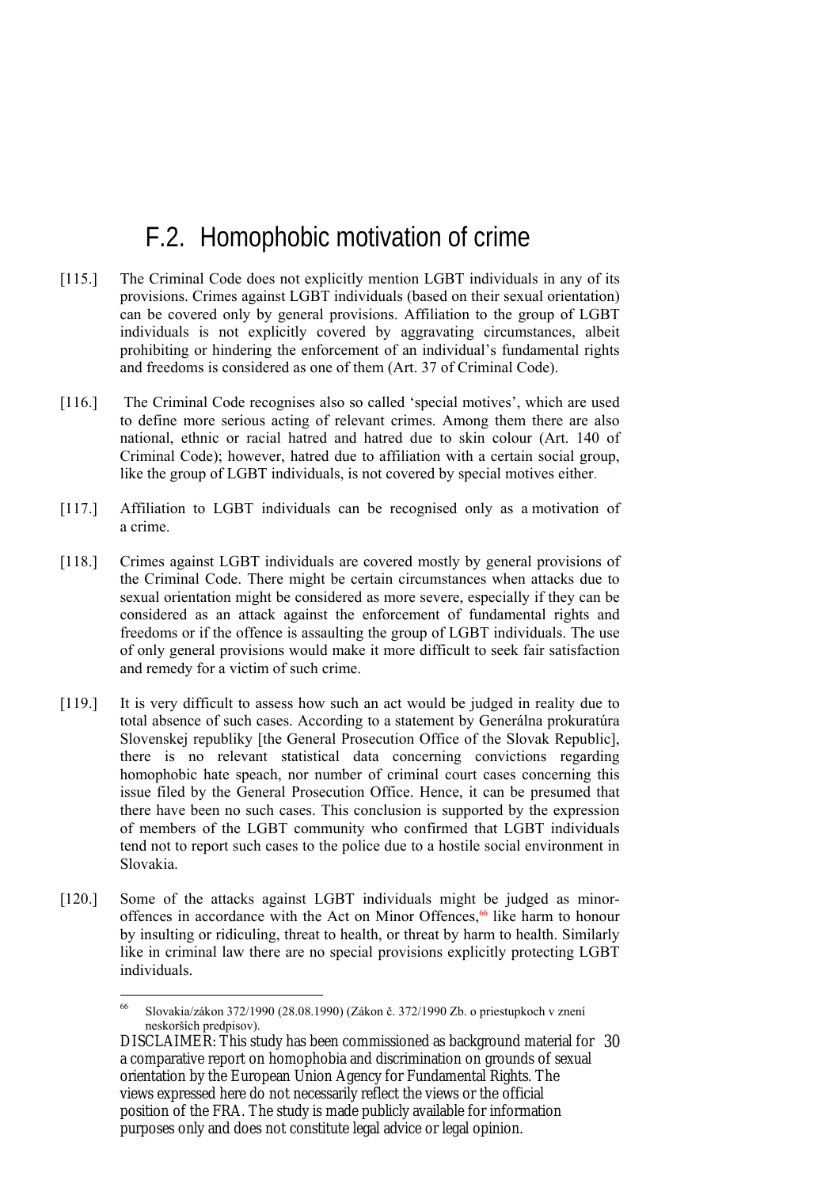## F.2. Homophobic motivation of crime

[115.] The Criminal Code does not explicitly mention LGBT individuals in any of its provisions. Crimes against LGBT individuals (based on their sexual orientation) can be covered only by general provisions. Affiliation to the group of LGBT individuals is not explicitly covered by aggravating circumstances, albeit prohibiting or hindering the enforcement of an individual's fundamental rights and freedoms is considered as one of them (Art. 37 of Criminal Code).

[116.] The Criminal Code recognises also so called 'special motives', which are used to define more serious acting of relevant crimes. Among them there are also national, ethnic or racial hatred and hatred due to skin colour (Art. 140 of Criminal Code); however, hatred due to affiliation with a certain social group, like the group of LGBT individuals, is not covered by special motives either.

[117.] Affiliation to LGBT individuals can be recognised only as a motivation of a crime.

[118.] Crimes against LGBT individuals are covered mostly by general provisions of the Criminal Code. There might be certain circumstances when attacks due to sexual orientation might be considered as more severe, especially if they can be considered as an attack against the enforcement of fundamental rights and freedoms or if the offence is assaulting the group of LGBT individuals. The use of only general provisions would make it more difficult to seek fair satisfaction and remedy for a victim of such crime.

[119.] It is very difficult to assess how such an act would be judged in reality due to total absence of such cases. According to a statement by Generálna prokuratúra Slovenskej republiky [the General Prosecution Office of the Slovak Republic], there is no relevant statistical data concerning convictions regarding homophobic hate speach, nor number of criminal court cases concerning this issue filed by the General Prosecution Office. Hence, it can be presumed that there have been no such cases. This conclusion is supported by the expression of members of the LGBT community who confirmed that LGBT individuals tend not to report such cases to the police due to a hostile social environment in Slovakia.

[120.] Some of the attacks against LGBT individuals might be judged as minor-offences in accordance with the Act on Minor Offences,[66] like harm to honour by insulting or ridiculing, threat to health, or threat by harm to health. Similarly like in criminal law there are no special provisions explicitly protecting LGBT individuals.

---

[66] Slovakia/zákon 372/1990 (28.08.1990) (Zákon č. 372/1990 Zb. o priestupkoch v znení neskorších predpisov).

DISCLAIMER: This study has been commissioned as background material for a comparative report on homophobia and discrimination on grounds of sexual orientation by the European Union Agency for Fundamental Rights. The views expressed here do not necessarily reflect the views or the official position of the FRA. The study is made publicly available for information purposes only and does not constitute legal advice or legal opinion.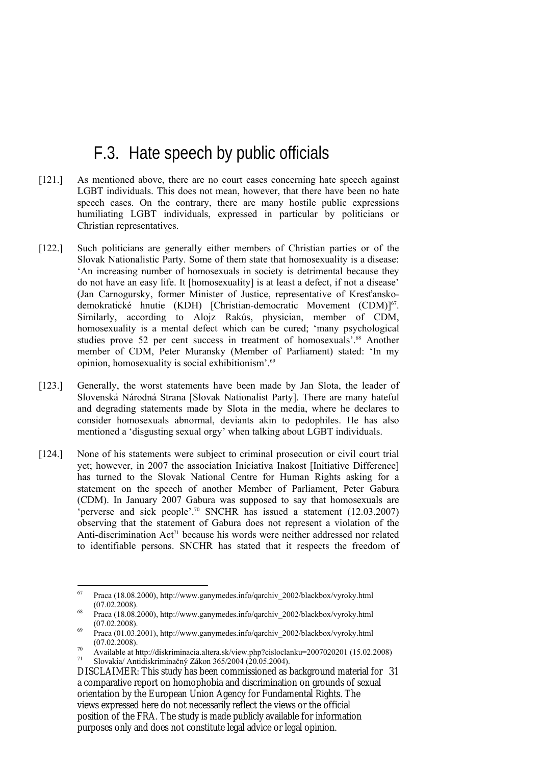## F.3. Hate speech by public officials

[121.] As mentioned above, there are no court cases concerning hate speech against LGBT individuals. This does not mean, however, that there have been no hate speech cases. On the contrary, there are many hostile public expressions humiliating LGBT individuals, expressed in particular by politicians or Christian representatives.

[122.] Such politicians are generally either members of Christian parties or of the Slovak Nationalistic Party. Some of them state that homosexuality is a disease: 'An increasing number of homosexuals in society is detrimental because they do not have an easy life. It [homosexuality] is at least a defect, if not a disease' (Jan Carnogursky, former Minister of Justice, representative of Kresťansko-demokratické hnutie (KDH) [Christian-democratic Movement (CDM)][67]. Similarly, according to Alojz Rakús, physician, member of CDM, homosexuality is a mental defect which can be cured; 'many psychological studies prove 52 per cent success in treatment of homosexuals'.[68] Another member of CDM, Peter Muransky (Member of Parliament) stated: 'In my opinion, homosexuality is social exhibitionism'.[69]

[123.] Generally, the worst statements have been made by Jan Slota, the leader of Slovenská Národná Strana [Slovak Nationalist Party]. There are many hateful and degrading statements made by Slota in the media, where he declares to consider homosexuals abnormal, deviants akin to pedophiles. He has also mentioned a 'disgusting sexual orgy' when talking about LGBT individuals.

[124.] None of his statements were subject to criminal prosecution or civil court trial yet; however, in 2007 the association Iniciatíva Inakost [Initiative Difference] has turned to the Slovak National Centre for Human Rights asking for a statement on the speech of another Member of Parliament, Peter Gabura (CDM). In January 2007 Gabura was supposed to say that homosexuals are 'perverse and sick people'.[70] SNCHR has issued a statement (12.03.2007) observing that the statement of Gabura does not represent a violation of the Anti-discrimination Act[71] because his words were neither addressed nor related to identifiable persons. SNCHR has stated that it respects the freedom of

---

[67] Praca (18.08.2000), http://www.ganymedes.info/qarchiv_2002/blackbox/vyroky.html (07.02.2008).

[68] Praca (18.08.2000), http://www.ganymedes.info/qarchiv_2002/blackbox/vyroky.html (07.02.2008).

[69] Praca (01.03.2001), http://www.ganymedes.info/qarchiv_2002/blackbox/vyroky.html (07.02.2008).

[70] Available at http://diskriminacia.altera.sk/view.php?cisloclanku=2007020201 (15.02.2008)

[71] Slovakia/ Antidiskriminačný Zákon 365/2004 (20.05.2004).

DISCLAIMER: This study has been commissioned as background material for a comparative report on homophobia and discrimination on grounds of sexual orientation by the European Union Agency for Fundamental Rights. The views expressed here do not necessarily reflect the views or the official position of the FRA. The study is made publicly available for information purposes only and does not constitute legal advice or legal opinion.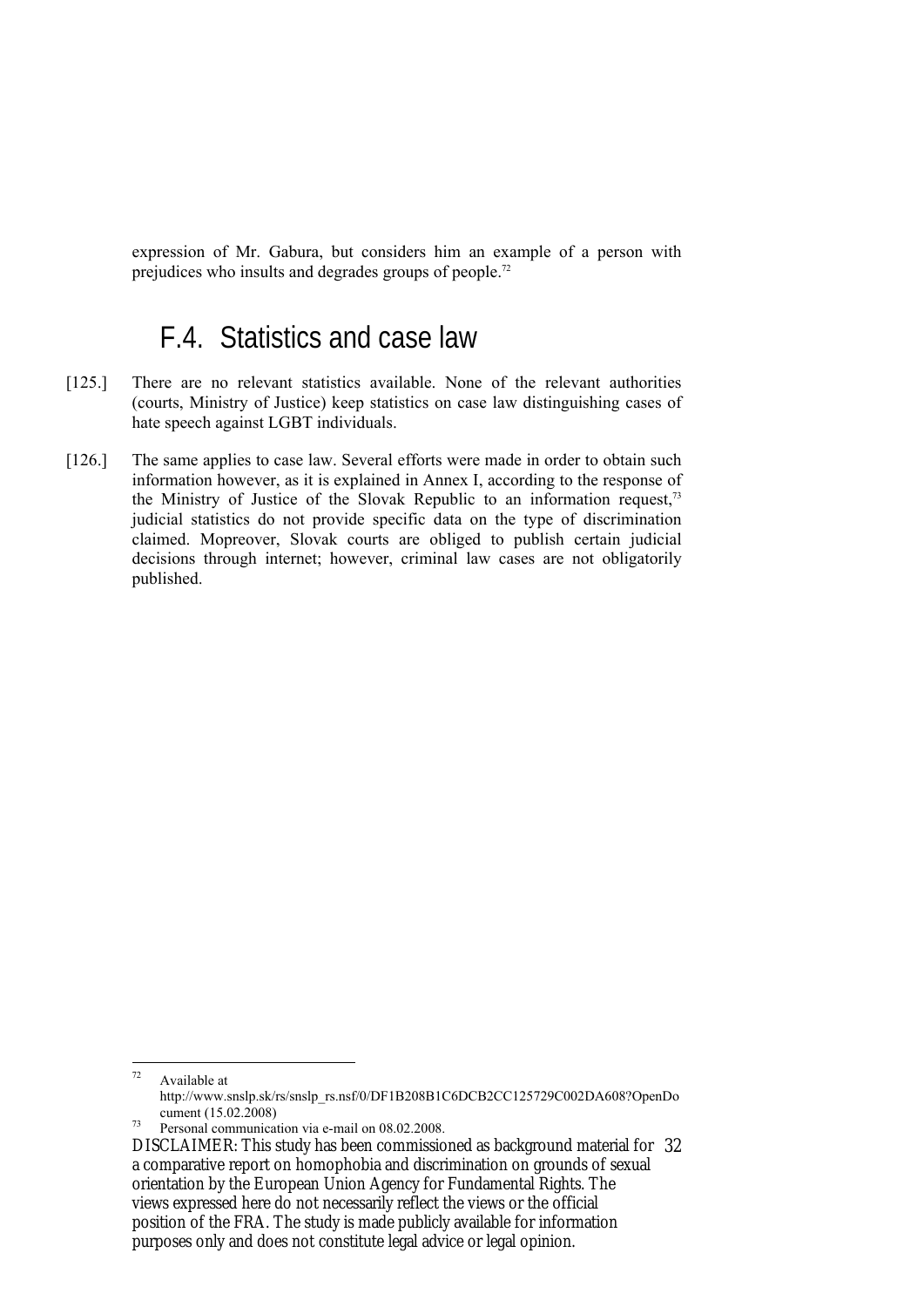expression of Mr. Gabura, but considers him an example of a person with prejudices who insults and degrades groups of people.[72]

## F.4. Statistics and case law

[125.] There are no relevant statistics available. None of the relevant authorities (courts, Ministry of Justice) keep statistics on case law distinguishing cases of hate speech against LGBT individuals.

[126.] The same applies to case law. Several efforts were made in order to obtain such information however, as it is explained in Annex I, according to the response of the Ministry of Justice of the Slovak Republic to an information request,[73] judicial statistics do not provide specific data on the type of discrimination claimed. Mopreover, Slovak courts are obliged to publish certain judicial decisions through internet; however, criminal law cases are not obligatorily published.

---

[72] Available at http://www.snslp.sk/rs/snslp_rs.nsf/0/DF1B208B1C6DCB2CC125729C002DA608?OpenDocument (15.02.2008)

[73] Personal communication via e-mail on 08.02.2008.

DISCLAIMER: This study has been commissioned as background material for a comparative report on homophobia and discrimination on grounds of sexual orientation by the European Union Agency for Fundamental Rights. The views expressed here do not necessarily reflect the views or the official position of the FRA. The study is made publicly available for information purposes only and does not constitute legal advice or legal opinion.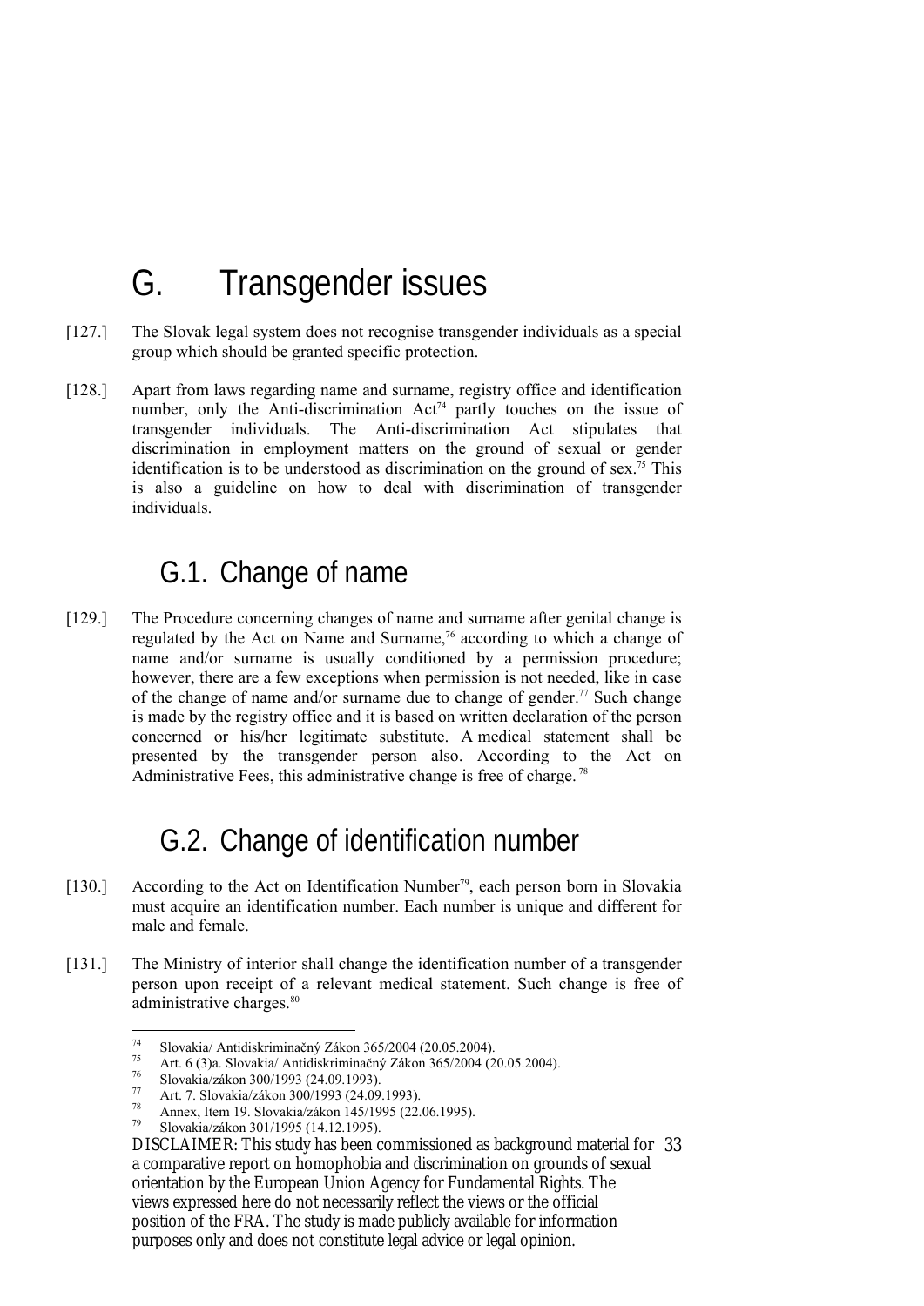# G. Transgender issues

[127.] The Slovak legal system does not recognise transgender individuals as a special group which should be granted specific protection.

[128.] Apart from laws regarding name and surname, registry office and identification number, only the Anti-discrimination Act[74] partly touches on the issue of transgender individuals. The Anti-discrimination Act stipulates that discrimination in employment matters on the ground of sexual or gender identification is to be understood as discrimination on the ground of sex.[75] This is also a guideline on how to deal with discrimination of transgender individuals.

## G.1. Change of name

[129.] The Procedure concerning changes of name and surname after genital change is regulated by the Act on Name and Surname,[76] according to which a change of name and/or surname is usually conditioned by a permission procedure; however, there are a few exceptions when permission is not needed, like in case of the change of name and/or surname due to change of gender.[77] Such change is made by the registry office and it is based on written declaration of the person concerned or his/her legitimate substitute. A medical statement shall be presented by the transgender person also. According to the Act on Administrative Fees, this administrative change is free of charge.[78]

## G.2. Change of identification number

[130.] According to the Act on Identification Number[79], each person born in Slovakia must acquire an identification number. Each number is unique and different for male and female.

[131.] The Ministry of interior shall change the identification number of a transgender person upon receipt of a relevant medical statement. Such change is free of administrative charges.[80]

---

[74] Slovakia/ Antidiskriminačný Zákon 365/2004 (20.05.2004).

[75] Art. 6 (3)a. Slovakia/ Antidiskriminačný Zákon 365/2004 (20.05.2004).

[76] Slovakia/zákon 300/1993 (24.09.1993).

[77] Art. 7. Slovakia/zákon 300/1993 (24.09.1993).

[78] Annex, Item 19. Slovakia/zákon 145/1995 (22.06.1995).

[79] Slovakia/zákon 301/1995 (14.12.1995).

DISCLAIMER: This study has been commissioned as background material for a comparative report on homophobia and discrimination on grounds of sexual orientation by the European Union Agency for Fundamental Rights. The views expressed here do not necessarily reflect the views or the official position of the FRA. The study is made publicly available for information purposes only and does not constitute legal advice or legal opinion.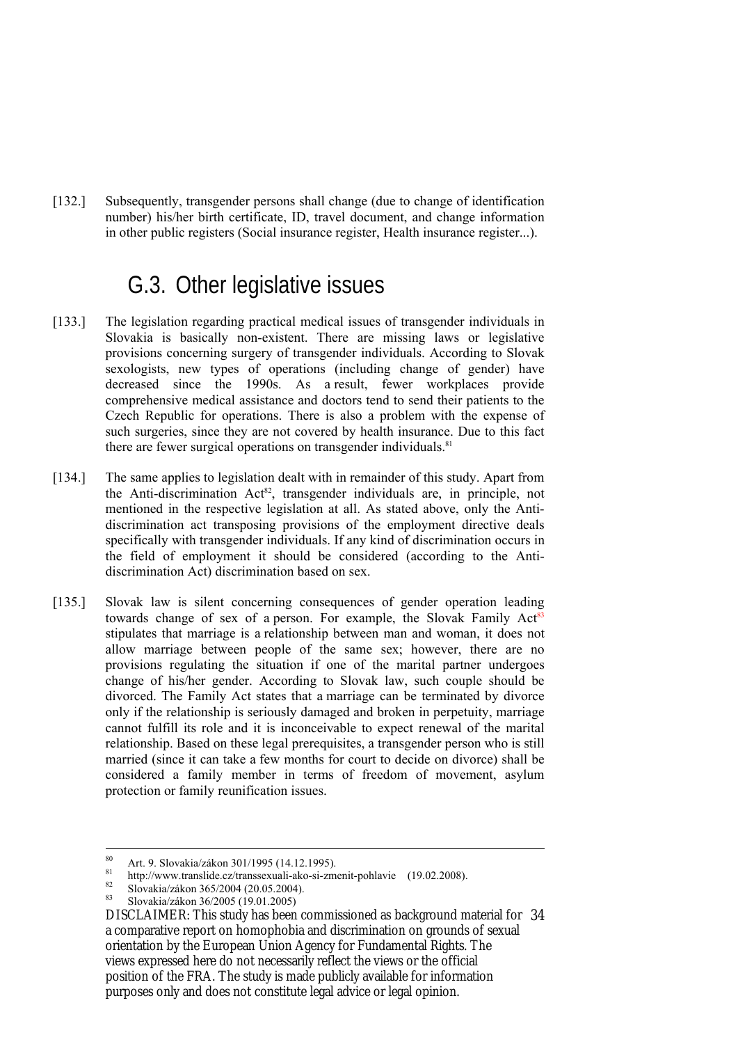[132.] Subsequently, transgender persons shall change (due to change of identification number) his/her birth certificate, ID, travel document, and change information in other public registers (Social insurance register, Health insurance register...).

## G.3. Other legislative issues

[133.] The legislation regarding practical medical issues of transgender individuals in Slovakia is basically non-existent. There are missing laws or legislative provisions concerning surgery of transgender individuals. According to Slovak sexologists, new types of operations (including change of gender) have decreased since the 1990s. As a result, fewer workplaces provide comprehensive medical assistance and doctors tend to send their patients to the Czech Republic for operations. There is also a problem with the expense of such surgeries, since they are not covered by health insurance. Due to this fact there are fewer surgical operations on transgender individuals.[81]

[134.] The same applies to legislation dealt with in remainder of this study. Apart from the Anti-discrimination Act[82], transgender individuals are, in principle, not mentioned in the respective legislation at all. As stated above, only the Anti-discrimination act transposing provisions of the employment directive deals specifically with transgender individuals. If any kind of discrimination occurs in the field of employment it should be considered (according to the Anti-discrimination Act) discrimination based on sex.

[135.] Slovak law is silent concerning consequences of gender operation leading towards change of sex of a person. For example, the Slovak Family Act[83] stipulates that marriage is a relationship between man and woman, it does not allow marriage between people of the same sex; however, there are no provisions regulating the situation if one of the marital partner undergoes change of his/her gender. According to Slovak law, such couple should be divorced. The Family Act states that a marriage can be terminated by divorce only if the relationship is seriously damaged and broken in perpetuity, marriage cannot fulfill its role and it is inconceivable to expect renewal of the marital relationship. Based on these legal prerequisites, a transgender person who is still married (since it can take a few months for court to decide on divorce) shall be considered a family member in terms of freedom of movement, asylum protection or family reunification issues.

---

[80] Art. 9. Slovakia/zákon 301/1995 (14.12.1995).

[81] http://www.translide.cz/transsexuali-ako-si-zmenit-pohlavie (19.02.2008).

[82] Slovakia/zákon 365/2004 (20.05.2004).

[83] Slovakia/zákon 36/2005 (19.01.2005)

DISCLAIMER: This study has been commissioned as background material for a comparative report on homophobia and discrimination on grounds of sexual orientation by the European Union Agency for Fundamental Rights. The views expressed here do not necessarily reflect the views or the official position of the FRA. The study is made publicly available for information purposes only and does not constitute legal advice or legal opinion.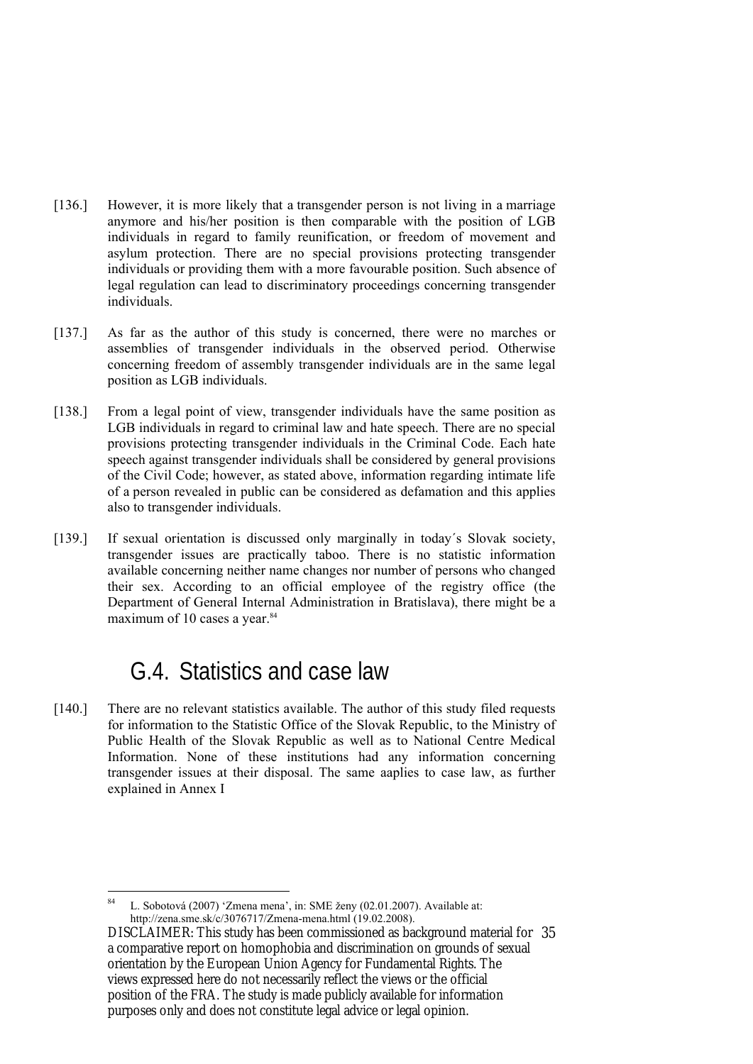[136.] However, it is more likely that a transgender person is not living in a marriage anymore and his/her position is then comparable with the position of LGB individuals in regard to family reunification, or freedom of movement and asylum protection. There are no special provisions protecting transgender individuals or providing them with a more favourable position. Such absence of legal regulation can lead to discriminatory proceedings concerning transgender individuals.

[137.] As far as the author of this study is concerned, there were no marches or assemblies of transgender individuals in the observed period. Otherwise concerning freedom of assembly transgender individuals are in the same legal position as LGB individuals.

[138.] From a legal point of view, transgender individuals have the same position as LGB individuals in regard to criminal law and hate speech. There are no special provisions protecting transgender individuals in the Criminal Code. Each hate speech against transgender individuals shall be considered by general provisions of the Civil Code; however, as stated above, information regarding intimate life of a person revealed in public can be considered as defamation and this applies also to transgender individuals.

[139.] If sexual orientation is discussed only marginally in today´s Slovak society, transgender issues are practically taboo. There is no statistic information available concerning neither name changes nor number of persons who changed their sex. According to an official employee of the registry office (the Department of General Internal Administration in Bratislava), there might be a maximum of 10 cases a year.[84]

## G.4. Statistics and case law

[140.] There are no relevant statistics available. The author of this study filed requests for information to the Statistic Office of the Slovak Republic, to the Ministry of Public Health of the Slovak Republic as well as to National Centre Medical Information. None of these institutions had any information concerning transgender issues at their disposal. The same aaplies to case law, as further explained in Annex I

---

[84] L. Sobotová (2007) 'Zmena mena', in: SME ženy (02.01.2007). Available at: http://zena.sme.sk/c/3076717/Zmena-mena.html (19.02.2008).

DISCLAIMER: This study has been commissioned as background material for a comparative report on homophobia and discrimination on grounds of sexual orientation by the European Union Agency for Fundamental Rights. The views expressed here do not necessarily reflect the views or the official position of the FRA. The study is made publicly available for information purposes only and does not constitute legal advice or legal opinion.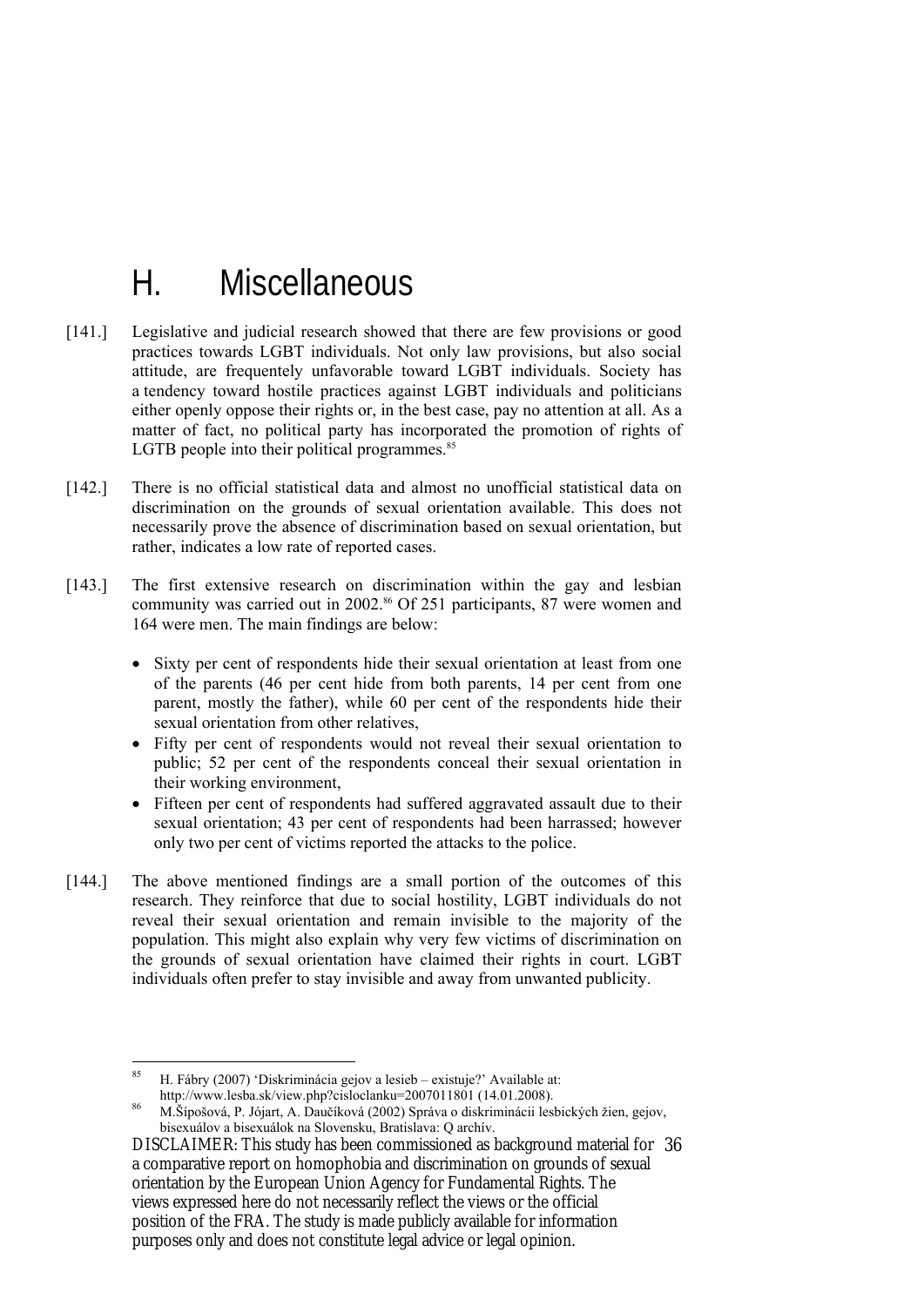# H. Miscellaneous

[141.] Legislative and judicial research showed that there are few provisions or good practices towards LGBT individuals. Not only law provisions, but also social attitude, are frequentely unfavorable toward LGBT individuals. Society has a tendency toward hostile practices against LGBT individuals and politicians either openly oppose their rights or, in the best case, pay no attention at all. As a matter of fact, no political party has incorporated the promotion of rights of LGTB people into their political programmes.[85]

[142.] There is no official statistical data and almost no unofficial statistical data on discrimination on the grounds of sexual orientation available. This does not necessarily prove the absence of discrimination based on sexual orientation, but rather, indicates a low rate of reported cases.

[143.] The first extensive research on discrimination within the gay and lesbian community was carried out in 2002.[86] Of 251 participants, 87 were women and 164 were men. The main findings are below:

- Sixty per cent of respondents hide their sexual orientation at least from one of the parents (46 per cent hide from both parents, 14 per cent from one parent, mostly the father), while 60 per cent of the respondents hide their sexual orientation from other relatives,
- Fifty per cent of respondents would not reveal their sexual orientation to public; 52 per cent of the respondents conceal their sexual orientation in their working environment,
- Fifteen per cent of respondents had suffered aggravated assault due to their sexual orientation; 43 per cent of respondents had been harrassed; however only two per cent of victims reported the attacks to the police.

[144.] The above mentioned findings are a small portion of the outcomes of this research. They reinforce that due to social hostility, LGBT individuals do not reveal their sexual orientation and remain invisible to the majority of the population. This might also explain why very few victims of discrimination on the grounds of sexual orientation have claimed their rights in court. LGBT individuals often prefer to stay invisible and away from unwanted publicity.

---

[85] H. Fábry (2007) 'Diskriminácia gejov a lesieb – existuje?' Available at: http://www.lesba.sk/view.php?cisloclanku=2007011801 (14.01.2008).

[86] M.Šípošová, P. Jójart, A. Daučíková (2002) Správa o diskriminácii lesbických žien, gejov, bisexuálov a bisexuálok na Slovensku, Bratislava: Q archív.

DISCLAIMER: This study has been commissioned as background material for a comparative report on homophobia and discrimination on grounds of sexual orientation by the European Union Agency for Fundamental Rights. The views expressed here do not necessarily reflect the views or the official position of the FRA. The study is made publicly available for information purposes only and does not constitute legal advice or legal opinion.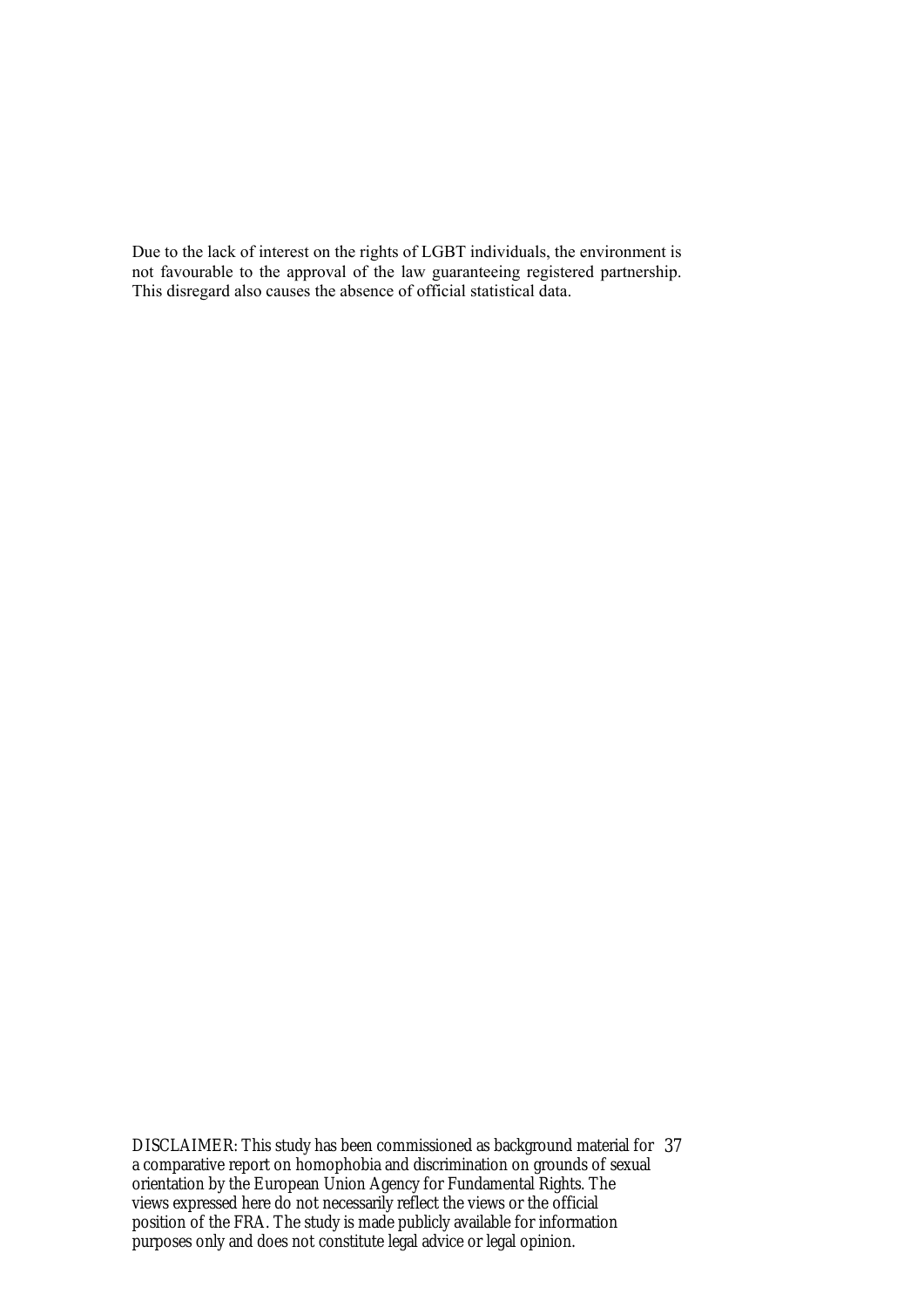Due to the lack of interest on the rights of LGBT individuals, the environment is not favourable to the approval of the law guaranteeing registered partnership. This disregard also causes the absence of official statistical data.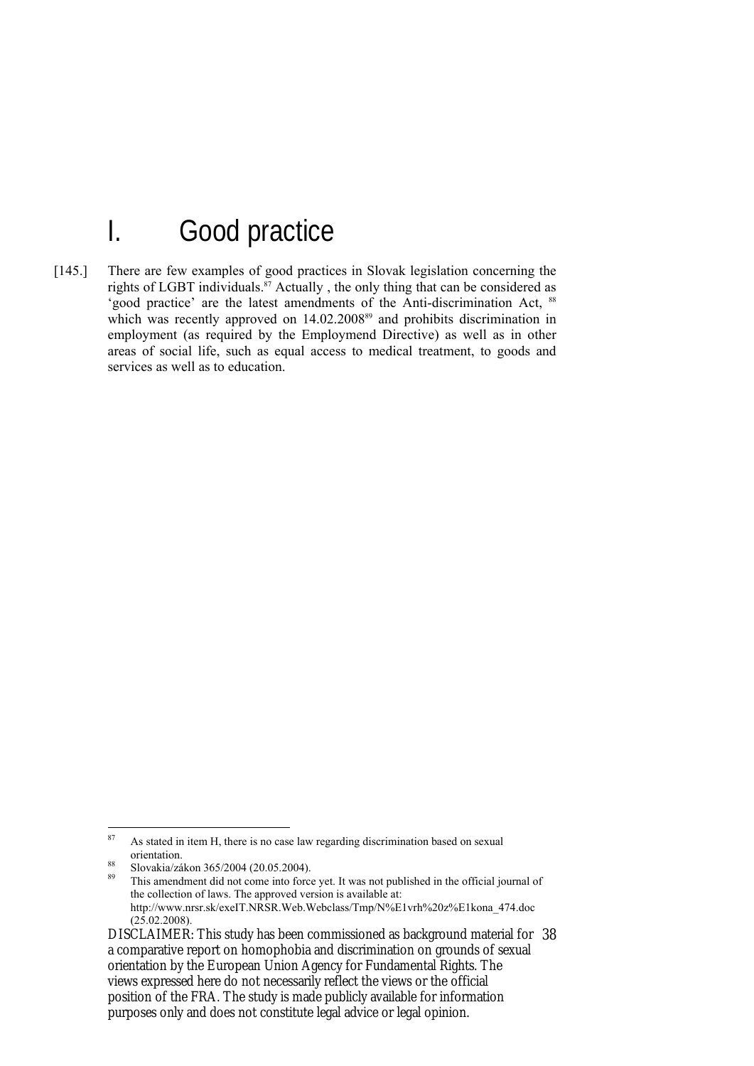# I. Good practice

[145.] There are few examples of good practices in Slovak legislation concerning the rights of LGBT individuals.[87] Actually , the only thing that can be considered as 'good practice' are the latest amendments of the Anti-discrimination Act, [88] which was recently approved on 14.02.2008[89] and prohibits discrimination in employment (as required by the Employmend Directive) as well as in other areas of social life, such as equal access to medical treatment, to goods and services as well as to education.

---

[87] As stated in item H, there is no case law regarding discrimination based on sexual orientation.

[88] Slovakia/zákon 365/2004 (20.05.2004).

[89] This amendment did not come into force yet. It was not published in the official journal of the collection of laws. The approved version is available at: http://www.nrsr.sk/exeIT.NRSR.Web.Webclass/Tmp/N%E1vrh%20z%E1kona_474.doc (25.02.2008).

DISCLAIMER: This study has been commissioned as background material for a comparative report on homophobia and discrimination on grounds of sexual orientation by the European Union Agency for Fundamental Rights. The views expressed here do not necessarily reflect the views or the official position of the FRA. The study is made publicly available for information purposes only and does not constitute legal advice or legal opinion.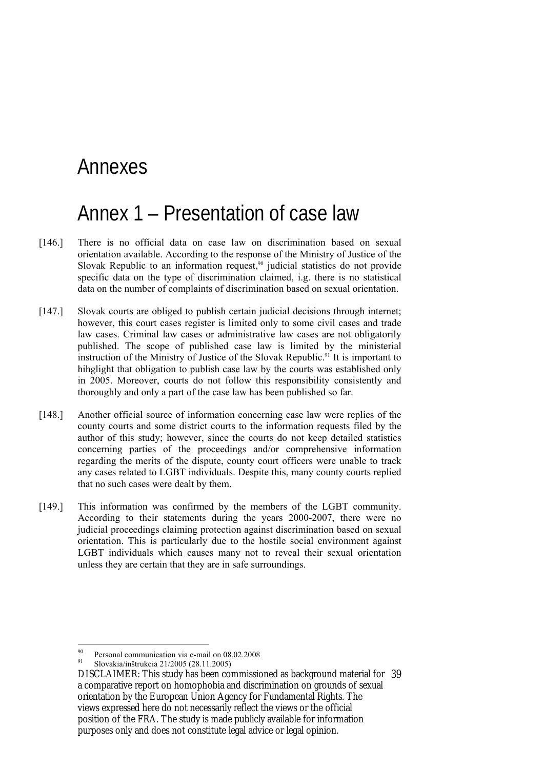# Annexes

## Annex 1 – Presentation of case law

[146.] There is no official data on case law on discrimination based on sexual orientation available. According to the response of the Ministry of Justice of the Slovak Republic to an information request,[90] judicial statistics do not provide specific data on the type of discrimination claimed, i.e. there is no statistical data on the number of complaints of discrimination based on sexual orientation.

[147.] Slovak courts are obliged to publish certain judicial decisions through internet; however, this court cases register is limited only to some civil cases and trade law cases. Criminal law cases or administrative law cases are not obligatorily published. The scope of published case law is limited by the ministerial instruction of the Ministry of Justice of the Slovak Republic.[91] It is important to hihglight that obligation to publish case law by the courts was established only in 2005. Moreover, courts do not follow this responsibility consistently and thoroughly and only a part of the case law has been published so far.

[148.] Another official source of information concerning case law were replies of the county courts and some district courts to the information requests filed by the author of this study; however, since the courts do not keep detailed statistics concerning parties of the proceedings and/or comprehensive information regarding the merits of the dispute, county court officers were unable to track any cases related to LGBT individuals. Despite this, many county courts replied that no such cases were dealt by them.

[149.] This information was confirmed by the members of the LGBT community. According to their statements during the years 2000-2007, there were no judicial proceedings claiming protection against discrimination based on sexual orientation. This is particularly due to the hostile social environment against LGBT individuals which causes many not to reveal their sexual orientation unless they are certain that they are in safe surroundings.

---

[90] Personal communication via e-mail on 08.02.2008

[91] Slovakia/inštrukcia 21/2005 (28.11.2005)

DISCLAIMER: This study has been commissioned as background material for a comparative report on homophobia and discrimination on grounds of sexual orientation by the European Union Agency for Fundamental Rights. The views expressed here do not necessarily reflect the views or the official position of the FRA. The study is made publicly available for information purposes only and does not constitute legal advice or legal opinion.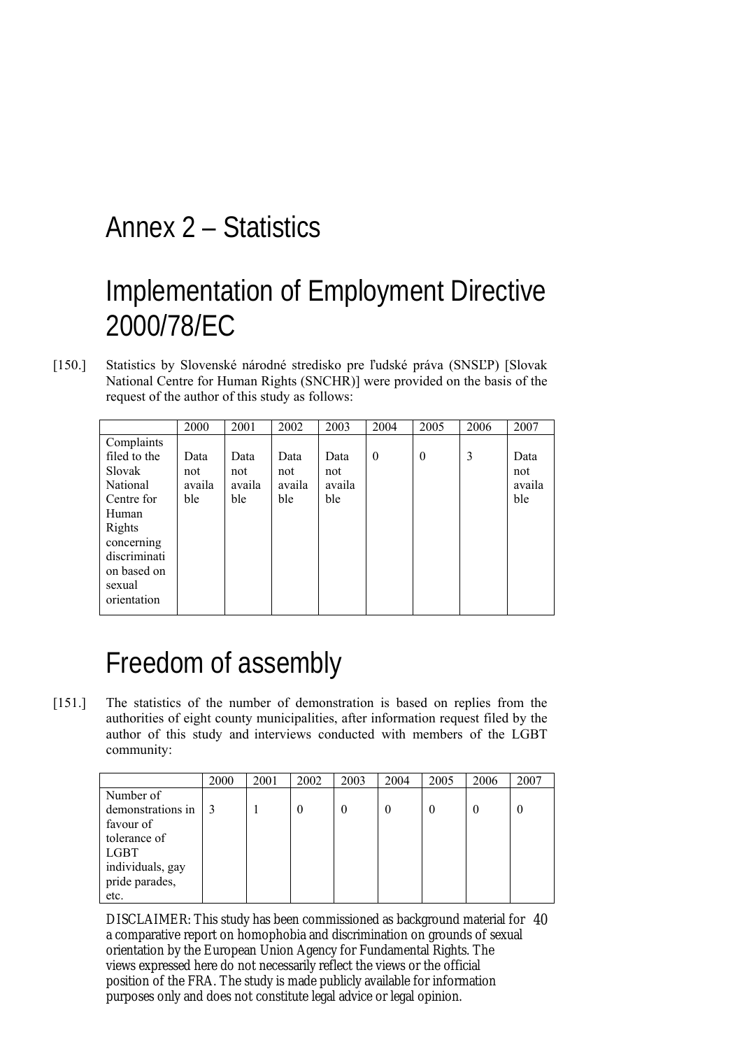# Annex 2 – Statistics

# Implementation of Employment Directive 2000/78/EC

[150.] Statistics by Slovenské národné stredisko pre ľudské práva (SNSĽP) [Slovak National Centre for Human Rights (SNCHR)] were provided on the basis of the request of the author of this study as follows:

| | 2000 | 2001 | 2002 | 2003 | 2004 | 2005 | 2006 | 2007 |
|---|---|---|---|---|---|---|---|---|
| Complaints filed to the Slovak National Centre for Human Rights concerning discrimination based on sexual orientation | Data not available | Data not available | Data not available | Data not available | 0 | 0 | 3 | Data not available |

# Freedom of assembly

[151.] The statistics of the number of demonstration is based on replies from the authorities of eight county municipalities, after information request filed by the author of this study and interviews conducted with members of the LGBT community:

| | 2000 | 2001 | 2002 | 2003 | 2004 | 2005 | 2006 | 2007 |
|---|---|---|---|---|---|---|---|---|
| Number of demonstrations in favour of tolerance of LGBT individuals, gay pride parades, etc. | 3 | 1 | 0 | 0 | 0 | 0 | 0 | 0 |

DISCLAIMER: This study has been commissioned as background material for a comparative report on homophobia and discrimination on grounds of sexual orientation by the European Union Agency for Fundamental Rights. The views expressed here do not necessarily reflect the views or the official position of the FRA. The study is made publicly available for information purposes only and does not constitute legal advice or legal opinion.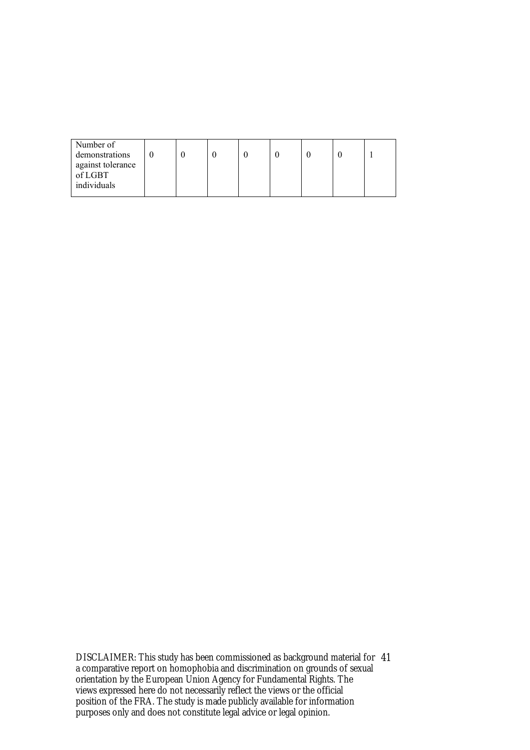| | | | | | | | | |
|---|---|---|---|---|---|---|---|---|
| Number of demonstrations against tolerance of LGBT individuals | 0 | 0 | 0 | 0 | 0 | 0 | 0 | 1 |

DISCLAIMER: This study has been commissioned as background material for a comparative report on homophobia and discrimination on grounds of sexual orientation by the European Union Agency for Fundamental Rights. The views expressed here do not necessarily reflect the views or the official position of the FRA. The study is made publicly available for information purposes only and does not constitute legal advice or legal opinion.